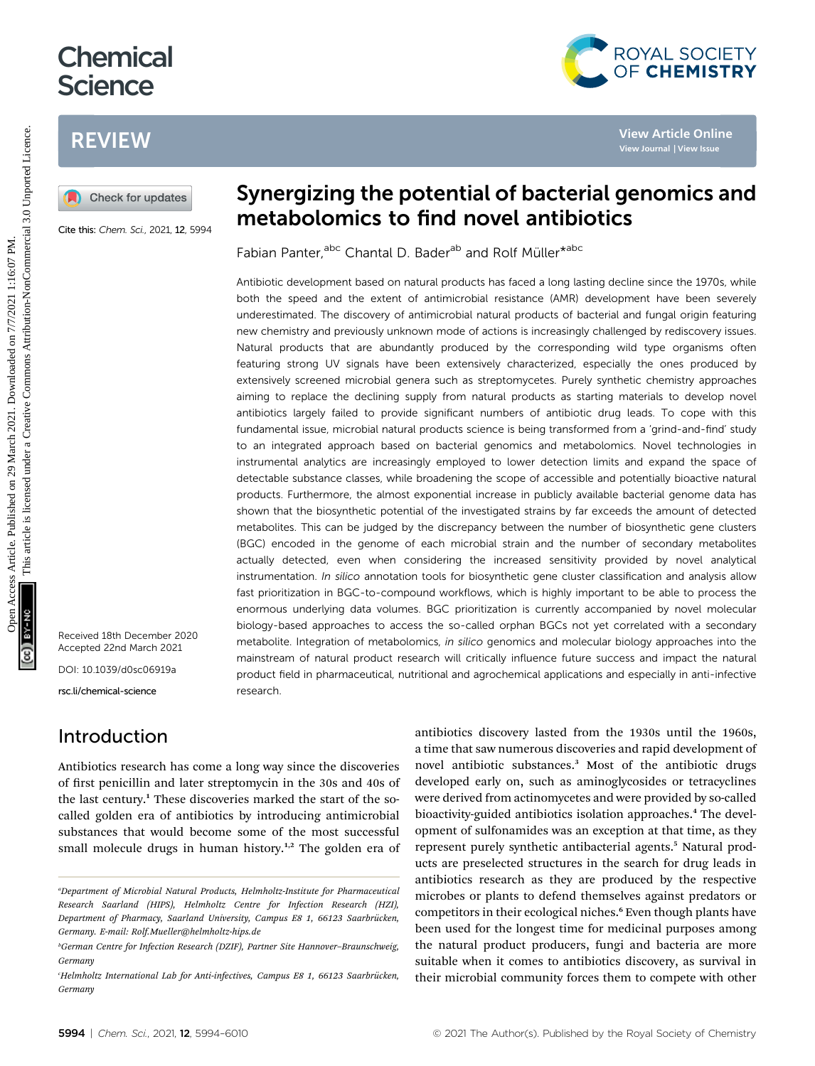# Synergizing the potential of bacterial genomics and metabolomics to find novel antibiotics

Fabian Panter,[abc] Chantal D. Bader[ab] and Rolf Müller*[abc]

Cite this: *Chem. Sci.*, 2021, **12**, 5994

Received 18th December 2020
Accepted 22nd March 2021

DOI: 10.1039/d0sc06919a

rsc.li/chemical-science

Antibiotic development based on natural products has faced a long lasting decline since the 1970s, while both the speed and the extent of antimicrobial resistance (AMR) development have been severely underestimated. The discovery of antimicrobial natural products of bacterial and fungal origin featuring new chemistry and previously unknown mode of actions is increasingly challenged by rediscovery issues. Natural products that are abundantly produced by the corresponding wild type organisms often featuring strong UV signals have been extensively characterized, especially the ones produced by extensively screened microbial genera such as streptomycetes. Purely synthetic chemistry approaches aiming to replace the declining supply from natural products as starting materials to develop novel antibiotics largely failed to provide significant numbers of antibiotic drug leads. To cope with this fundamental issue, microbial natural products science is being transformed from a 'grind-and-find' study to an integrated approach based on bacterial genomics and metabolomics. Novel technologies in instrumental analytics are increasingly employed to lower detection limits and expand the space of detectable substance classes, while broadening the scope of accessible and potentially bioactive natural products. Furthermore, the almost exponential increase in publicly available bacterial genome data has shown that the biosynthetic potential of the investigated strains by far exceeds the amount of detected metabolites. This can be judged by the discrepancy between the number of biosynthetic gene clusters (BGC) encoded in the genome of each microbial strain and the number of secondary metabolites actually detected, even when considering the increased sensitivity provided by novel analytical instrumentation. *In silico* annotation tools for biosynthetic gene cluster classification and analysis allow fast prioritization in BGC-to-compound workflows, which is highly important to be able to process the enormous underlying data volumes. BGC prioritization is currently accompanied by novel molecular biology-based approaches to access the so-called orphan BGCs not yet correlated with a secondary metabolite. Integration of metabolomics, *in silico* genomics and molecular biology approaches into the mainstream of natural product research will critically influence future success and impact the natural product field in pharmaceutical, nutritional and agrochemical applications and especially in anti-infective research.

## Introduction

Antibiotics research has come a long way since the discoveries of first penicillin and later streptomycin in the 30s and 40s of the last century.[1] These discoveries marked the start of the so-called golden era of antibiotics by introducing antimicrobial substances that would become some of the most successful small molecule drugs in human history.[1,2] The golden era of antibiotics discovery lasted from the 1930s until the 1960s, a time that saw numerous discoveries and rapid development of novel antibiotic substances.[3] Most of the antibiotic drugs developed early on, such as aminoglycosides or tetracyclines were derived from actinomycetes and were provided by so-called bioactivity-guided antibiotics isolation approaches.[4] The development of sulfonamides was an exception at that time, as they represent purely synthetic antibacterial agents.[5] Natural products are preselected structures in the search for drug leads in antibiotics research as they are produced by the respective microbes or plants to defend themselves against predators or competitors in their ecological niches.[6] Even though plants have been used for the longest time for medicinal purposes among the natural product producers, fungi and bacteria are more suitable when it comes to antibiotics discovery, as survival in their microbial community forces them to compete with other

---

[a]Department of Microbial Natural Products, Helmholtz-Institute for Pharmaceutical Research Saarland (HIPS), Helmholtz Centre for Infection Research (HZI), Department of Pharmacy, Saarland University, Campus E8 1, 66123 Saarbrücken, Germany. E-mail: Rolf.Mueller@helmholtz-hips.de

[b]German Centre for Infection Research (DZIF), Partner Site Hannover–Braunschweig, Germany

[c]Helmholtz International Lab for Anti-infectives, Campus E8 1, 66123 Saarbrücken, Germany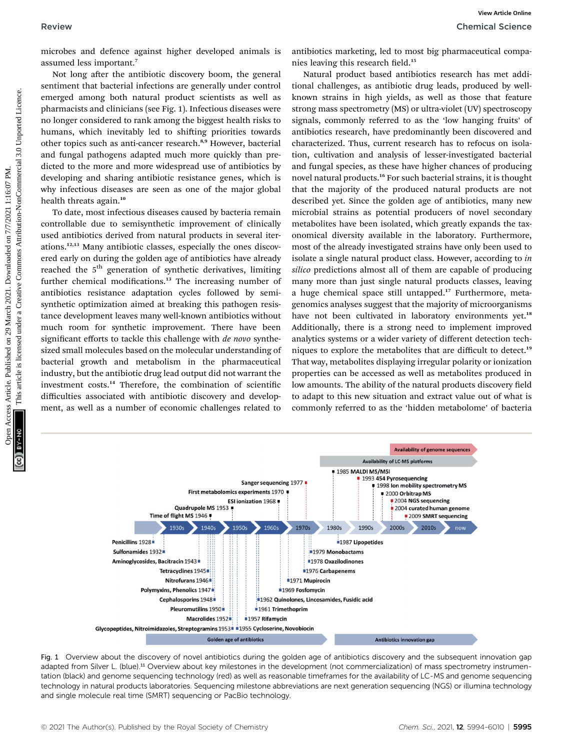microbes and defence against higher developed animals is assumed less important.[7]

Not long after the antibiotic discovery boom, the general sentiment that bacterial infections are generally under control emerged among both natural product scientists as well as pharmacists and clinicians (see Fig. 1). Infectious diseases were no longer considered to rank among the biggest health risks to humans, which inevitably led to shifting priorities towards other topics such as anti-cancer research.[8,9] However, bacterial and fungal pathogens adapted much more quickly than predicted to the more and more widespread use of antibiotics by developing and sharing antibiotic resistance genes, which is why infectious diseases are seen as one of the major global health threats again.[10]

To date, most infectious diseases caused by bacteria remain controllable due to semisynthetic improvement of clinically used antibiotics derived from natural products in several iterations.[12,13] Many antibiotic classes, especially the ones discovered early on during the golden age of antibiotics have already reached the 5th generation of synthetic derivatives, limiting further chemical modifications.[13] The increasing number of antibiotics resistance adaptation cycles followed by semisynthetic optimization aimed at breaking this pathogen resistance development leaves many well-known antibiotics without much room for synthetic improvement. There have been significant efforts to tackle this challenge with *de novo* synthesized small molecules based on the molecular understanding of bacterial growth and metabolism in the pharmaceutical industry, but the antibiotic drug lead output did not warrant the investment costs.[14] Therefore, the combination of scientific difficulties associated with antibiotic discovery and development, as well as a number of economic challenges related to antibiotics marketing, led to most big pharmaceutical companies leaving this research field.[15]

Natural product based antibiotics research has met additional challenges, as antibiotic drug leads, produced by well-known strains in high yields, as well as those that feature strong mass spectrometry (MS) or ultra-violet (UV) spectroscopy signals, commonly referred to as the 'low hanging fruits' of antibiotics research, have predominantly been discovered and characterized. Thus, current research has to refocus on isolation, cultivation and analysis of lesser-investigated bacterial and fungal species, as these have higher chances of producing novel natural products.[16] For such bacterial strains, it is thought that the majority of the produced natural products are not described yet. Since the golden age of antibiotics, many new microbial strains as potential producers of novel secondary metabolites have been isolated, which greatly expands the taxonomical diversity available in the laboratory. Furthermore, most of the already investigated strains have only been used to isolate a single natural product class. However, according to *in silico* predictions almost all of them are capable of producing many more than just single natural products classes, leaving a huge chemical space still untapped.[17] Furthermore, metagenomics analyses suggest that the majority of microorganisms have not been cultivated in laboratory environments yet.[18] Additionally, there is a strong need to implement improved analytics systems or a wider variety of different detection techniques to explore the metabolites that are difficult to detect.[19] That way, metabolites displaying irregular polarity or ionization properties can be accessed as well as metabolites produced in low amounts. The ability of the natural products discovery field to adapt to this new situation and extract value out of what is commonly referred to as the 'hidden metabolome' of bacteria

Fig. 1 Overview about the discovery of novel antibiotics during the golden age of antibiotics discovery and the subsequent innovation gap adapted from Silver L. (blue).[11] Overview about key milestones in the development (not commercialization) of mass spectrometry instrumentation (black) and genome sequencing technology (red) as well as reasonable timeframes for the availability of LC-MS and genome sequencing technology in natural products laboratories. Sequencing milestone abbreviations are next generation sequencing (NGS) or illumina technology and single molecule real time (SMRT) sequencing or PacBio technology.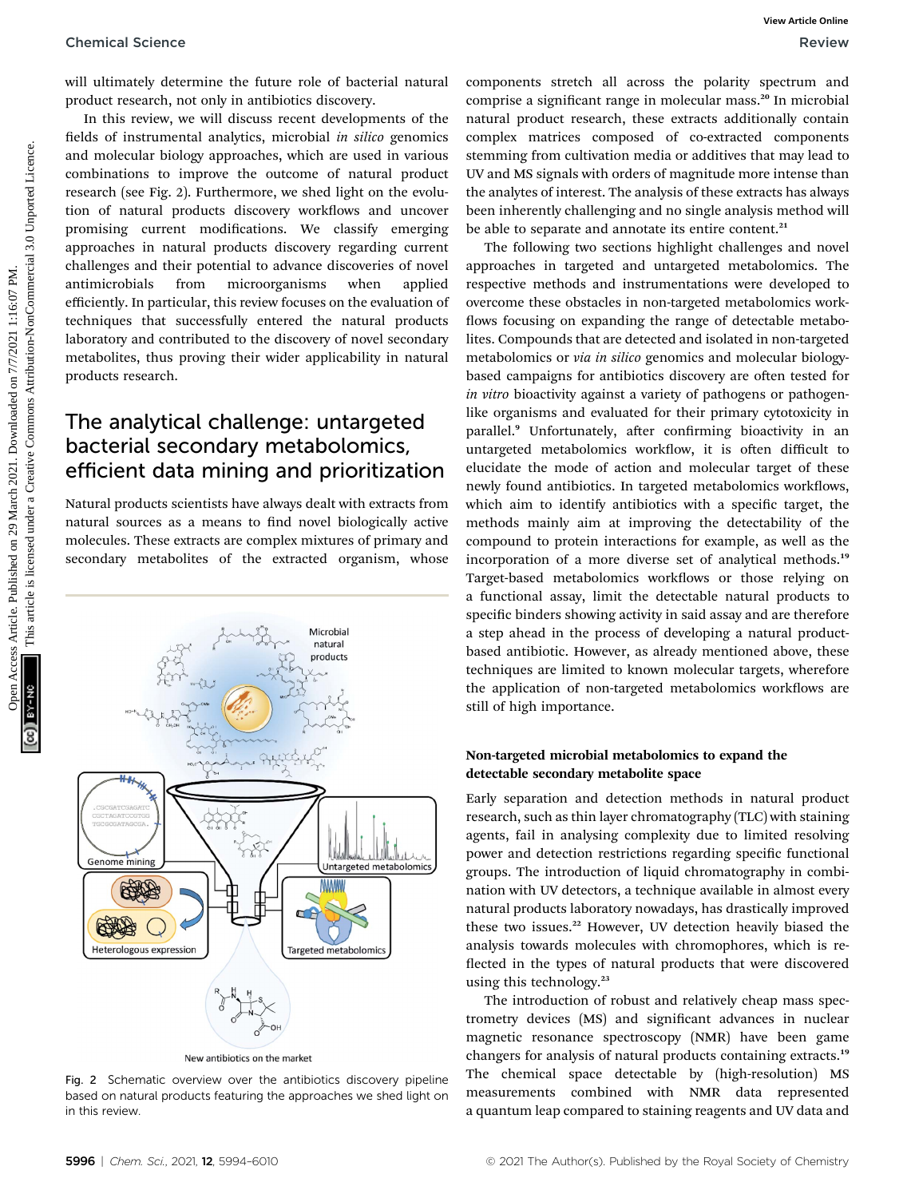will ultimately determine the future role of bacterial natural product research, not only in antibiotics discovery.

In this review, we will discuss recent developments of the fields of instrumental analytics, microbial *in silico* genomics and molecular biology approaches, which are used in various combinations to improve the outcome of natural product research (see Fig. 2). Furthermore, we shed light on the evolution of natural products discovery workflows and uncover promising current modifications. We classify emerging approaches in natural products discovery regarding current challenges and their potential to advance discoveries of novel antimicrobials from microorganisms when applied efficiently. In particular, this review focuses on the evaluation of techniques that successfully entered the natural products laboratory and contributed to the discovery of novel secondary metabolites, thus proving their wider applicability in natural products research.

## The analytical challenge: untargeted bacterial secondary metabolomics, efficient data mining and prioritization

Natural products scientists have always dealt with extracts from natural sources as a means to find novel biologically active molecules. These extracts are complex mixtures of primary and secondary metabolites of the extracted organism, whose components stretch all across the polarity spectrum and comprise a significant range in molecular mass.[20] In microbial natural product research, these extracts additionally contain complex matrices composed of co-extracted components stemming from cultivation media or additives that may lead to UV and MS signals with orders of magnitude more intense than the analytes of interest. The analysis of these extracts has always been inherently challenging and no single analysis method will be able to separate and annotate its entire content.[21]

Fig. 2 Schematic overview over the antibiotics discovery pipeline based on natural products featuring the approaches we shed light on in this review.

The following two sections highlight challenges and novel approaches in targeted and untargeted metabolomics. The respective methods and instrumentations were developed to overcome these obstacles in non-targeted metabolomics workflows focusing on expanding the range of detectable metabolites. Compounds that are detected and isolated in non-targeted metabolomics or *via in silico* genomics and molecular biology-based campaigns for antibiotics discovery are often tested for *in vitro* bioactivity against a variety of pathogens or pathogen-like organisms and evaluated for their primary cytotoxicity in parallel.[9] Unfortunately, after confirming bioactivity in an untargeted metabolomics workflow, it is often difficult to elucidate the mode of action and molecular target of these newly found antibiotics. In targeted metabolomics workflows, which aim to identify antibiotics with a specific target, the methods mainly aim at improving the detectability of the compound to protein interactions for example, as well as the incorporation of a more diverse set of analytical methods.[19] Target-based metabolomics workflows or those relying on a functional assay, limit the detectable natural products to specific binders showing activity in said assay and are therefore a step ahead in the process of developing a natural product-based antibiotic. However, as already mentioned above, these techniques are limited to known molecular targets, wherefore the application of non-targeted metabolomics workflows are still of high importance.

### Non-targeted microbial metabolomics to expand the detectable secondary metabolite space

Early separation and detection methods in natural product research, such as thin layer chromatography (TLC) with staining agents, fail in analysing complexity due to limited resolving power and detection restrictions regarding specific functional groups. The introduction of liquid chromatography in combination with UV detectors, a technique available in almost every natural products laboratory nowadays, has drastically improved these two issues.[22] However, UV detection heavily biased the analysis towards molecules with chromophores, which is reflected in the types of natural products that were discovered using this technology.[23]

The introduction of robust and relatively cheap mass spectrometry devices (MS) and significant advances in nuclear magnetic resonance spectroscopy (NMR) have been game changers for analysis of natural products containing extracts.[19] The chemical space detectable by (high-resolution) MS measurements combined with NMR data represented a quantum leap compared to staining reagents and UV data and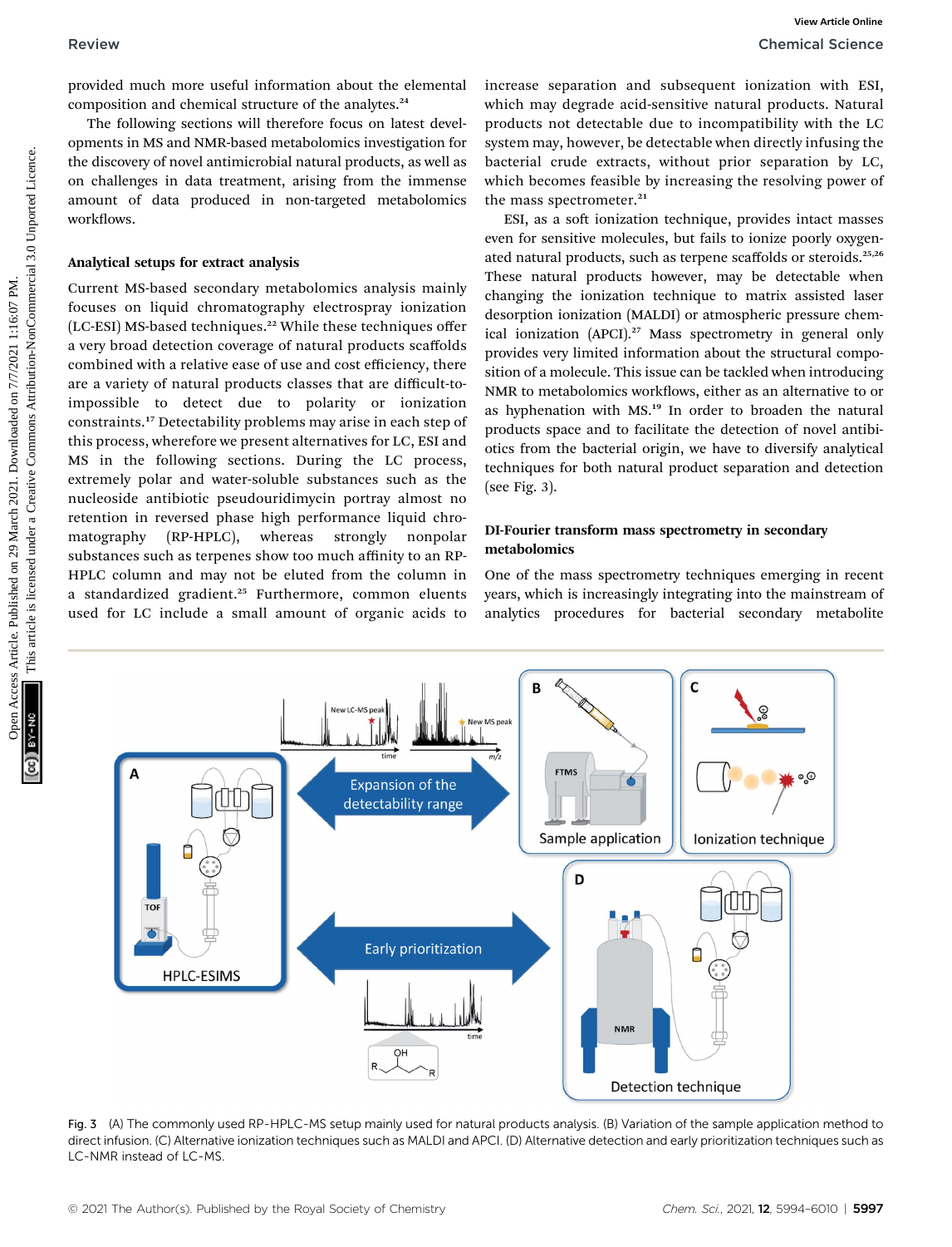provided much more useful information about the elemental composition and chemical structure of the analytes.[24]

The following sections will therefore focus on latest developments in MS and NMR-based metabolomics investigation for the discovery of novel antimicrobial natural products, as well as on challenges in data treatment, arising from the immense amount of data produced in non-targeted metabolomics workflows.

### Analytical setups for extract analysis

Current MS-based secondary metabolomics analysis mainly focuses on liquid chromatography electrospray ionization (LC-ESI) MS-based techniques.[22] While these techniques offer a very broad detection coverage of natural products scaffolds combined with a relative ease of use and cost efficiency, there are a variety of natural products classes that are difficult-to-impossible to detect due to polarity or ionization constraints.[17] Detectability problems may arise in each step of this process, wherefore we present alternatives for LC, ESI and MS in the following sections. During the LC process, extremely polar and water-soluble substances such as the nucleoside antibiotic pseudouridimycin portray almost no retention in reversed phase high performance liquid chromatography (RP-HPLC), whereas strongly nonpolar substances such as terpenes show too much affinity to an RP-HPLC column and may not be eluted from the column in a standardized gradient.[25] Furthermore, common eluents used for LC include a small amount of organic acids to increase separation and subsequent ionization with ESI, which may degrade acid-sensitive natural products. Natural products not detectable due to incompatibility with the LC system may, however, be detectable when directly infusing the bacterial crude extracts, without prior separation by LC, which becomes feasible by increasing the resolving power of the mass spectrometer.[21]

ESI, as a soft ionization technique, provides intact masses even for sensitive molecules, but fails to ionize poorly oxygenated natural products, such as terpene scaffolds or steroids.[25,26] These natural products however, may be detectable when changing the ionization technique to matrix assisted laser desorption ionization (MALDI) or atmospheric pressure chemical ionization (APCI).[27] Mass spectrometry in general only provides very limited information about the structural composition of a molecule. This issue can be tackled when introducing NMR to metabolomics workflows, either as an alternative to or as hyphenation with MS.[19] In order to broaden the natural products space and to facilitate the detection of novel antibiotics from the bacterial origin, we have to diversify analytical techniques for both natural product separation and detection (see Fig. 3).

### DI-Fourier transform mass spectrometry in secondary metabolomics

One of the mass spectrometry techniques emerging in recent years, which is increasingly integrating into the mainstream of analytics procedures for bacterial secondary metabolite

Fig. 3 (A) The commonly used RP-HPLC-MS setup mainly used for natural products analysis. (B) Variation of the sample application method to direct infusion. (C) Alternative ionization techniques such as MALDI and APCI. (D) Alternative detection and early prioritization techniques such as LC-NMR instead of LC-MS.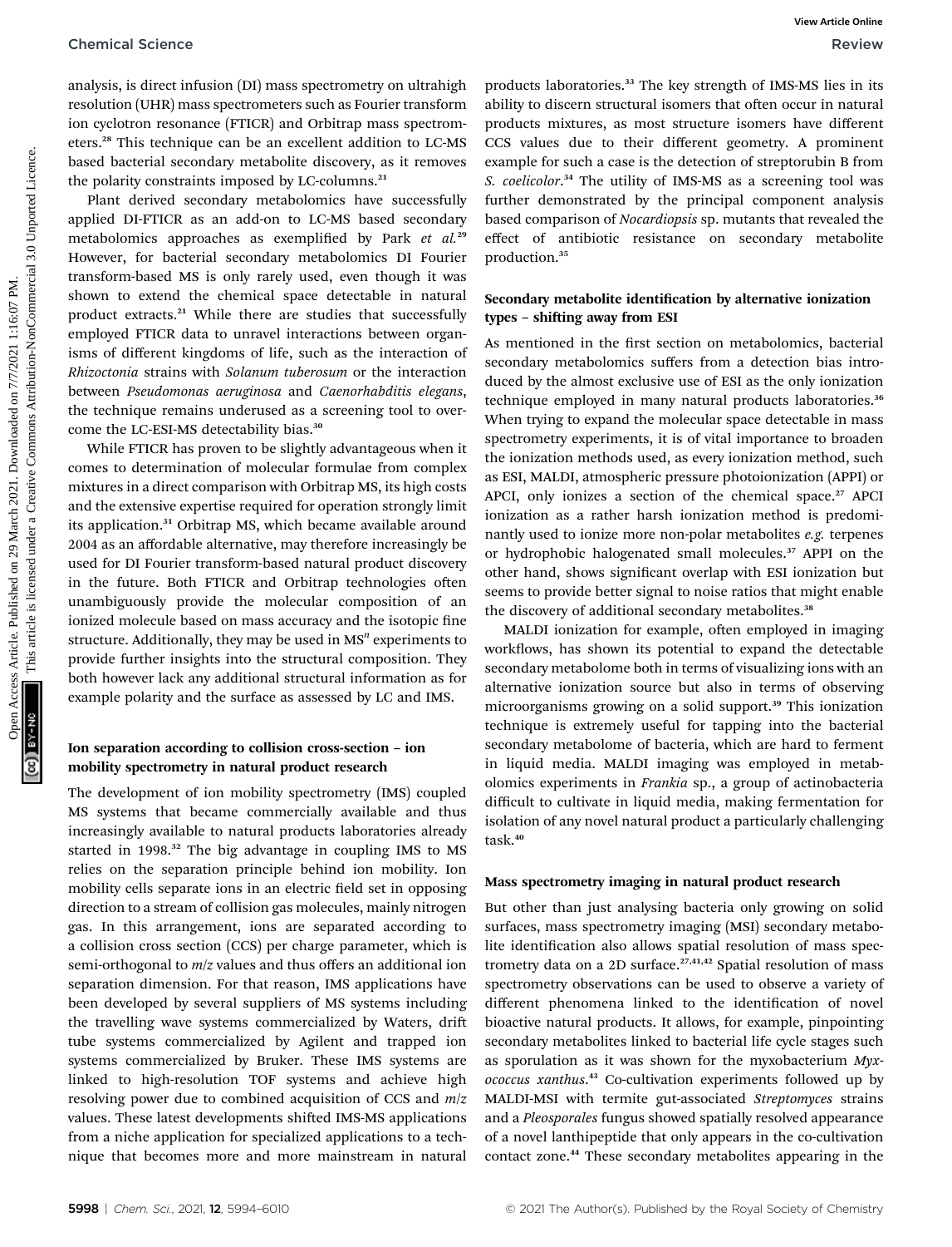analysis, is direct infusion (DI) mass spectrometry on ultrahigh resolution (UHR) mass spectrometers such as Fourier transform ion cyclotron resonance (FTICR) and Orbitrap mass spectrometers.[28] This technique can be an excellent addition to LC-MS based bacterial secondary metabolite discovery, as it removes the polarity constraints imposed by LC-columns.[21]

Plant derived secondary metabolomics have successfully applied DI-FTICR as an add-on to LC-MS based secondary metabolomics approaches as exemplified by Park *et al.*[29] However, for bacterial secondary metabolomics DI Fourier transform-based MS is only rarely used, even though it was shown to extend the chemical space detectable in natural product extracts.[21] While there are studies that successfully employed FTICR data to unravel interactions between organisms of different kingdoms of life, such as the interaction of *Rhizoctonia* strains with *Solanum tuberosum* or the interaction between *Pseudomonas aeruginosa* and *Caenorhabditis elegans*, the technique remains underused as a screening tool to overcome the LC-ESI-MS detectability bias.[30]

While FTICR has proven to be slightly advantageous when it comes to determination of molecular formulae from complex mixtures in a direct comparison with Orbitrap MS, its high costs and the extensive expertise required for operation strongly limit its application.[31] Orbitrap MS, which became available around 2004 as an affordable alternative, may therefore increasingly be used for DI Fourier transform-based natural product discovery in the future. Both FTICR and Orbitrap technologies often unambiguously provide the molecular composition of an ionized molecule based on mass accuracy and the isotopic fine structure. Additionally, they may be used in MS$^n$ experiments to provide further insights into the structural composition. They both however lack any additional structural information as for example polarity and the surface as assessed by LC and IMS.

### Ion separation according to collision cross-section – ion mobility spectrometry in natural product research

The development of ion mobility spectrometry (IMS) coupled MS systems that became commercially available and thus increasingly available to natural products laboratories already started in 1998.[32] The big advantage in coupling IMS to MS relies on the separation principle behind ion mobility. Ion mobility cells separate ions in an electric field set in opposing direction to a stream of collision gas molecules, mainly nitrogen gas. In this arrangement, ions are separated according to a collision cross section (CCS) per charge parameter, which is semi-orthogonal to $m/z$ values and thus offers an additional ion separation dimension. For that reason, IMS applications have been developed by several suppliers of MS systems including the travelling wave systems commercialized by Waters, drift tube systems commercialized by Agilent and trapped ion systems commercialized by Bruker. These IMS systems are linked to high-resolution TOF systems and achieve high resolving power due to combined acquisition of CCS and $m/z$ values. These latest developments shifted IMS-MS applications from a niche application for specialized applications to a technique that becomes more and more mainstream in natural products laboratories.[33] The key strength of IMS-MS lies in its ability to discern structural isomers that often occur in natural products mixtures, as most structure isomers have different CCS values due to their different geometry. A prominent example for such a case is the detection of streptorubin B from *S. coelicolor*.[34] The utility of IMS-MS as a screening tool was further demonstrated by the principal component analysis based comparison of *Nocardiopsis* sp. mutants that revealed the effect of antibiotic resistance on secondary metabolite production.[35]

### Secondary metabolite identification by alternative ionization types – shifting away from ESI

As mentioned in the first section on metabolomics, bacterial secondary metabolomics suffers from a detection bias introduced by the almost exclusive use of ESI as the only ionization technique employed in many natural products laboratories.[36] When trying to expand the molecular space detectable in mass spectrometry experiments, it is of vital importance to broaden the ionization methods used, as every ionization method, such as ESI, MALDI, atmospheric pressure photoionization (APPI) or APCI, only ionizes a section of the chemical space.[27] APCI ionization as a rather harsh ionization method is predominantly used to ionize more non-polar metabolites *e.g.* terpenes or hydrophobic halogenated small molecules.[37] APPI on the other hand, shows significant overlap with ESI ionization but seems to provide better signal to noise ratios that might enable the discovery of additional secondary metabolites.[38]

MALDI ionization for example, often employed in imaging workflows, has shown its potential to expand the detectable secondary metabolome both in terms of visualizing ions with an alternative ionization source but also in terms of observing microorganisms growing on a solid support.[39] This ionization technique is extremely useful for tapping into the bacterial secondary metabolome of bacteria, which are hard to ferment in liquid media. MALDI imaging was employed in metabolomics experiments in *Frankia* sp., a group of actinobacteria difficult to cultivate in liquid media, making fermentation for isolation of any novel natural product a particularly challenging task.[40]

### Mass spectrometry imaging in natural product research

But other than just analysing bacteria only growing on solid surfaces, mass spectrometry imaging (MSI) secondary metabolite identification also allows spatial resolution of mass spectrometry data on a 2D surface.[27,41,42] Spatial resolution of mass spectrometry observations can be used to observe a variety of different phenomena linked to the identification of novel bioactive natural products. It allows, for example, pinpointing secondary metabolites linked to bacterial life cycle stages such as sporulation as it was shown for the myxobacterium *Myxococcus xanthus*.[43] Co-cultivation experiments followed up by MALDI-MSI with termite gut-associated *Streptomyces* strains and a *Pleosporales* fungus showed spatially resolved appearance of a novel lanthipeptide that only appears in the co-cultivation contact zone.[44] These secondary metabolites appearing in the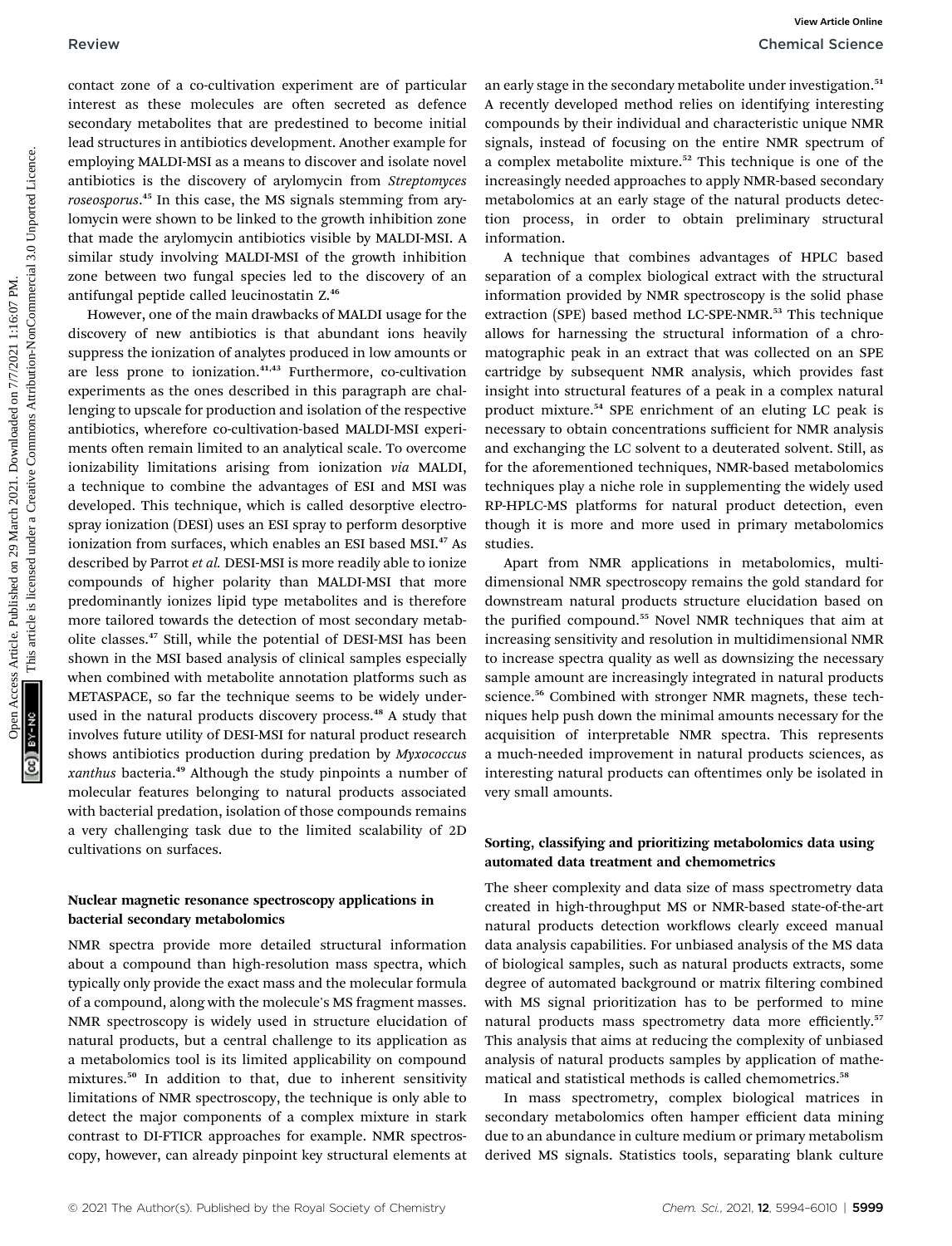contact zone of a co-cultivation experiment are of particular interest as these molecules are often secreted as defence secondary metabolites that are predestined to become initial lead structures in antibiotics development. Another example for employing MALDI-MSI as a means to discover and isolate novel antibiotics is the discovery of arylomycin from *Streptomyces roseosporus*.[45] In this case, the MS signals stemming from arylomycin were shown to be linked to the growth inhibition zone that made the arylomycin antibiotics visible by MALDI-MSI. A similar study involving MALDI-MSI of the growth inhibition zone between two fungal species led to the discovery of an antifungal peptide called leucinostatin Z.[46]

However, one of the main drawbacks of MALDI usage for the discovery of new antibiotics is that abundant ions heavily suppress the ionization of analytes produced in low amounts or are less prone to ionization.[41,43] Furthermore, co-cultivation experiments as the ones described in this paragraph are challenging to upscale for production and isolation of the respective antibiotics, wherefore co-cultivation-based MALDI-MSI experiments often remain limited to an analytical scale. To overcome ionizability limitations arising from ionization *via* MALDI, a technique to combine the advantages of ESI and MSI was developed. This technique, which is called desorptive electrospray ionization (DESI) uses an ESI spray to perform desorptive ionization from surfaces, which enables an ESI based MSI.[47] As described by Parrot *et al.* DESI-MSI is more readily able to ionize compounds of higher polarity than MALDI-MSI that more predominantly ionizes lipid type metabolites and is therefore more tailored towards the detection of most secondary metabolite classes.[47] Still, while the potential of DESI-MSI has been shown in the MSI based analysis of clinical samples especially when combined with metabolite annotation platforms such as METASPACE, so far the technique seems to be widely underused in the natural products discovery process.[48] A study that involves future utility of DESI-MSI for natural product research shows antibiotics production during predation by *Myxococcus xanthus* bacteria.[49] Although the study pinpoints a number of molecular features belonging to natural products associated with bacterial predation, isolation of those compounds remains a very challenging task due to the limited scalability of 2D cultivations on surfaces.

### Nuclear magnetic resonance spectroscopy applications in bacterial secondary metabolomics

NMR spectra provide more detailed structural information about a compound than high-resolution mass spectra, which typically only provide the exact mass and the molecular formula of a compound, along with the molecule's MS fragment masses. NMR spectroscopy is widely used in structure elucidation of natural products, but a central challenge to its application as a metabolomics tool is its limited applicability on compound mixtures.[50] In addition to that, due to inherent sensitivity limitations of NMR spectroscopy, the technique is only able to detect the major components of a complex mixture in stark contrast to DI-FTICR approaches for example. NMR spectroscopy, however, can already pinpoint key structural elements at an early stage in the secondary metabolite under investigation.[51] A recently developed method relies on identifying interesting compounds by their individual and characteristic unique NMR signals, instead of focusing on the entire NMR spectrum of a complex metabolite mixture.[52] This technique is one of the increasingly needed approaches to apply NMR-based secondary metabolomics at an early stage of the natural products detection process, in order to obtain preliminary structural information.

A technique that combines advantages of HPLC based separation of a complex biological extract with the structural information provided by NMR spectroscopy is the solid phase extraction (SPE) based method LC-SPE-NMR.[53] This technique allows for harnessing the structural information of a chromatographic peak in an extract that was collected on an SPE cartridge by subsequent NMR analysis, which provides fast insight into structural features of a peak in a complex natural product mixture.[54] SPE enrichment of an eluting LC peak is necessary to obtain concentrations sufficient for NMR analysis and exchanging the LC solvent to a deuterated solvent. Still, as for the aforementioned techniques, NMR-based metabolomics techniques play a niche role in supplementing the widely used RP-HPLC-MS platforms for natural product detection, even though it is more and more used in primary metabolomics studies.

Apart from NMR applications in metabolomics, multidimensional NMR spectroscopy remains the gold standard for downstream natural products structure elucidation based on the purified compound.[55] Novel NMR techniques that aim at increasing sensitivity and resolution in multidimensional NMR to increase spectra quality as well as downsizing the necessary sample amount are increasingly integrated in natural products science.[56] Combined with stronger NMR magnets, these techniques help push down the minimal amounts necessary for the acquisition of interpretable NMR spectra. This represents a much-needed improvement in natural products sciences, as interesting natural products can oftentimes only be isolated in very small amounts.

### Sorting, classifying and prioritizing metabolomics data using automated data treatment and chemometrics

The sheer complexity and data size of mass spectrometry data created in high-throughput MS or NMR-based state-of-the-art natural products detection workflows clearly exceed manual data analysis capabilities. For unbiased analysis of the MS data of biological samples, such as natural products extracts, some degree of automated background or matrix filtering combined with MS signal prioritization has to be performed to mine natural products mass spectrometry data more efficiently.[57] This analysis that aims at reducing the complexity of unbiased analysis of natural products samples by application of mathematical and statistical methods is called chemometrics.[58]

In mass spectrometry, complex biological matrices in secondary metabolomics often hamper efficient data mining due to an abundance in culture medium or primary metabolism derived MS signals. Statistics tools, separating blank culture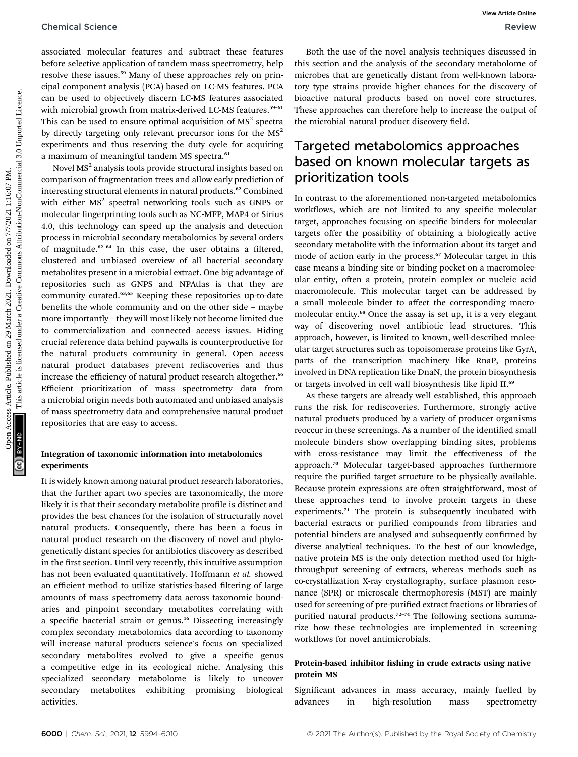associated molecular features and subtract these features before selective application of tandem mass spectrometry, help resolve these issues.[59] Many of these approaches rely on principal component analysis (PCA) based on LC-MS features. PCA can be used to objectively discern LC-MS features associated with microbial growth from matrix-derived LC-MS features.[59–61] This can be used to ensure optimal acquisition of $MS^2$ spectra by directly targeting only relevant precursor ions for the $MS^2$ experiments and thus reserving the duty cycle for acquiring a maximum of meaningful tandem MS spectra.[61]

Novel $MS^2$ analysis tools provide structural insights based on comparison of fragmentation trees and allow early prediction of interesting structural elements in natural products.[62] Combined with either $MS^2$ spectral networking tools such as GNPS or molecular fingerprinting tools such as NC-MFP, MAP4 or Sirius 4.0, this technology can speed up the analysis and detection process in microbial secondary metabolomics by several orders of magnitude.[62–64] In this case, the user obtains a filtered, clustered and unbiased overview of all bacterial secondary metabolites present in a microbial extract. One big advantage of repositories such as GNPS and NPAtlas is that they are community curated.[63,65] Keeping these repositories up-to-date benefits the whole community and on the other side – maybe more importantly – they will most likely not become limited due to commercialization and connected access issues. Hiding crucial reference data behind paywalls is counterproductive for the natural products community in general. Open access natural product databases prevent rediscoveries and thus increase the efficiency of natural product research altogether.[66] Efficient prioritization of mass spectrometry data from a microbial origin needs both automated and unbiased analysis of mass spectrometry data and comprehensive natural product repositories that are easy to access.

### Integration of taxonomic information into metabolomics experiments

It is widely known among natural product research laboratories, that the further apart two species are taxonomically, the more likely it is that their secondary metabolite profile is distinct and provides the best chances for the isolation of structurally novel natural products. Consequently, there has been a focus in natural product research on the discovery of novel and phylogenetically distant species for antibiotics discovery as described in the first section. Until very recently, this intuitive assumption has not been evaluated quantitatively. Hoffmann *et al.* showed an efficient method to utilize statistics-based filtering of large amounts of mass spectrometry data across taxonomic boundaries and pinpoint secondary metabolites correlating with a specific bacterial strain or genus.[16] Dissecting increasingly complex secondary metabolomics data according to taxonomy will increase natural products science's focus on specialized secondary metabolites evolved to give a specific genus a competitive edge in its ecological niche. Analysing this specialized secondary metabolome is likely to uncover secondary metabolites exhibiting promising biological activities.

Both the use of the novel analysis techniques discussed in this section and the analysis of the secondary metabolome of microbes that are genetically distant from well-known laboratory type strains provide higher chances for the discovery of bioactive natural products based on novel core structures. These approaches can therefore help to increase the output of the microbial natural product discovery field.

## Targeted metabolomics approaches based on known molecular targets as prioritization tools

In contrast to the aforementioned non-targeted metabolomics workflows, which are not limited to any specific molecular target, approaches focusing on specific binders for molecular targets offer the possibility of obtaining a biologically active secondary metabolite with the information about its target and mode of action early in the process.[67] Molecular target in this case means a binding site or binding pocket on a macromolecular entity, often a protein, protein complex or nucleic acid macromolecule. This molecular target can be addressed by a small molecule binder to affect the corresponding macromolecular entity.[68] Once the assay is set up, it is a very elegant way of discovering novel antibiotic lead structures. This approach, however, is limited to known, well-described molecular target structures such as topoisomerase proteins like GyrA, parts of the transcription machinery like RnaP, proteins involved in DNA replication like DnaN, the protein biosynthesis or targets involved in cell wall biosynthesis like lipid II.[69]

As these targets are already well established, this approach runs the risk for rediscoveries. Furthermore, strongly active natural products produced by a variety of producer organisms reoccur in these screenings. As a number of the identified small molecule binders show overlapping binding sites, problems with cross-resistance may limit the effectiveness of the approach.[70] Molecular target-based approaches furthermore require the purified target structure to be physically available. Because protein expressions are often straightforward, most of these approaches tend to involve protein targets in these experiments.[71] The protein is subsequently incubated with bacterial extracts or purified compounds from libraries and potential binders are analysed and subsequently confirmed by diverse analytical techniques. To the best of our knowledge, native protein MS is the only detection method used for high-throughput screening of extracts, whereas methods such as co-crystallization X-ray crystallography, surface plasmon resonance (SPR) or microscale thermophoresis (MST) are mainly used for screening of pre-purified extract fractions or libraries of purified natural products.[72–74] The following sections summarize how these technologies are implemented in screening workflows for novel antimicrobials.

### Protein-based inhibitor fishing in crude extracts using native protein MS

Significant advances in mass accuracy, mainly fuelled by advances in high-resolution mass spectrometry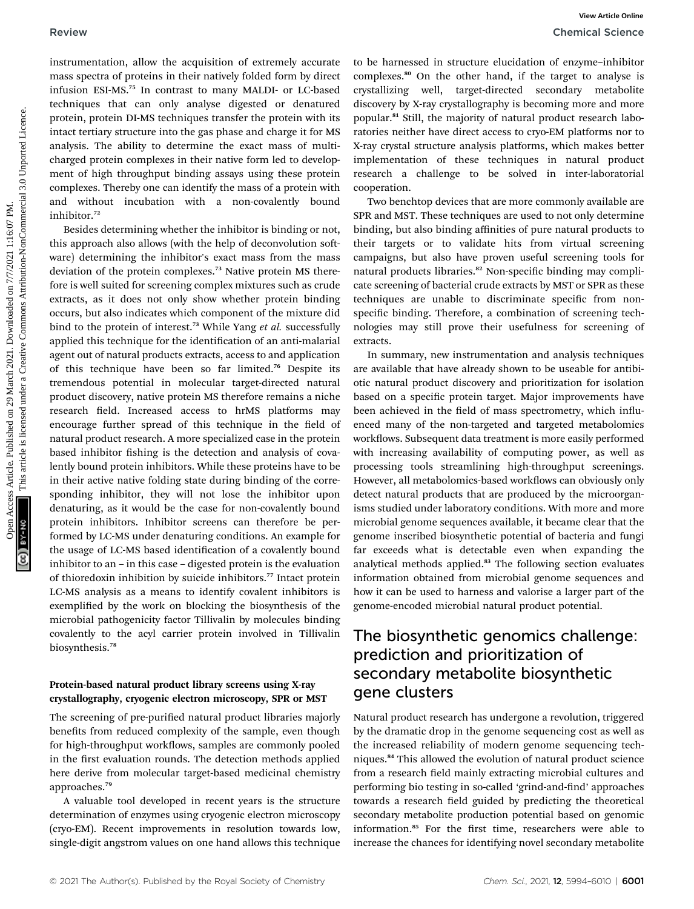instrumentation, allow the acquisition of extremely accurate mass spectra of proteins in their natively folded form by direct infusion ESI-MS.[75] In contrast to many MALDI- or LC-based techniques that can only analyse digested or denatured protein, protein DI-MS techniques transfer the protein with its intact tertiary structure into the gas phase and charge it for MS analysis. The ability to determine the exact mass of multi-charged protein complexes in their native form led to development of high throughput binding assays using these protein complexes. Thereby one can identify the mass of a protein with and without incubation with a non-covalently bound inhibitor.[72]

Besides determining whether the inhibitor is binding or not, this approach also allows (with the help of deconvolution software) determining the inhibitor's exact mass from the mass deviation of the protein complexes.[73] Native protein MS therefore is well suited for screening complex mixtures such as crude extracts, as it does not only show whether protein binding occurs, but also indicates which component of the mixture did bind to the protein of interest.[73] While Yang *et al.* successfully applied this technique for the identification of an anti-malarial agent out of natural products extracts, access to and application of this technique have been so far limited.[76] Despite its tremendous potential in molecular target-directed natural product discovery, native protein MS therefore remains a niche research field. Increased access to hrMS platforms may encourage further spread of this technique in the field of natural product research. A more specialized case in the protein based inhibitor fishing is the detection and analysis of covalently bound protein inhibitors. While these proteins have to be in their active native folding state during binding of the corresponding inhibitor, they will not lose the inhibitor upon denaturing, as it would be the case for non-covalently bound protein inhibitors. Inhibitor screens can therefore be performed by LC-MS under denaturing conditions. An example for the usage of LC-MS based identification of a covalently bound inhibitor to an – in this case – digested protein is the evaluation of thioredoxin inhibition by suicide inhibitors.[77] Intact protein LC-MS analysis as a means to identify covalent inhibitors is exemplified by the work on blocking the biosynthesis of the microbial pathogenicity factor Tillivalin by molecules binding covalently to the acyl carrier protein involved in Tillivalin biosynthesis.[78]

### Protein-based natural product library screens using X-ray crystallography, cryogenic electron microscopy, SPR or MST

The screening of pre-purified natural product libraries majorly benefits from reduced complexity of the sample, even though for high-throughput workflows, samples are commonly pooled in the first evaluation rounds. The detection methods applied here derive from molecular target-based medicinal chemistry approaches.[79]

A valuable tool developed in recent years is the structure determination of enzymes using cryogenic electron microscopy (cryo-EM). Recent improvements in resolution towards low, single-digit angstrom values on one hand allows this technique to be harnessed in structure elucidation of enzyme–inhibitor complexes.[80] On the other hand, if the target to analyse is crystallizing well, target-directed secondary metabolite discovery by X-ray crystallography is becoming more and more popular.[81] Still, the majority of natural product research laboratories neither have direct access to cryo-EM platforms nor to X-ray crystal structure analysis platforms, which makes better implementation of these techniques in natural product research a challenge to be solved in inter-laboratorial cooperation.

Two benchtop devices that are more commonly available are SPR and MST. These techniques are used to not only determine binding, but also binding affinities of pure natural products to their targets or to validate hits from virtual screening campaigns, but also have proven useful screening tools for natural products libraries.[82] Non-specific binding may complicate screening of bacterial crude extracts by MST or SPR as these techniques are unable to discriminate specific from non-specific binding. Therefore, a combination of screening technologies may still prove their usefulness for screening of extracts.

In summary, new instrumentation and analysis techniques are available that have already shown to be useable for antibiotic natural product discovery and prioritization for isolation based on a specific protein target. Major improvements have been achieved in the field of mass spectrometry, which influenced many of the non-targeted and targeted metabolomics workflows. Subsequent data treatment is more easily performed with increasing availability of computing power, as well as processing tools streamlining high-throughput screenings. However, all metabolomics-based workflows can obviously only detect natural products that are produced by the microorganisms studied under laboratory conditions. With more and more microbial genome sequences available, it became clear that the genome inscribed biosynthetic potential of bacteria and fungi far exceeds what is detectable even when expanding the analytical methods applied.[83] The following section evaluates information obtained from microbial genome sequences and how it can be used to harness and valorise a larger part of the genome-encoded microbial natural product potential.

## The biosynthetic genomics challenge: prediction and prioritization of secondary metabolite biosynthetic gene clusters

Natural product research has undergone a revolution, triggered by the dramatic drop in the genome sequencing cost as well as the increased reliability of modern genome sequencing techniques.[84] This allowed the evolution of natural product science from a research field mainly extracting microbial cultures and performing bio testing in so-called 'grind-and-find' approaches towards a research field guided by predicting the theoretical secondary metabolite production potential based on genomic information.[85] For the first time, researchers were able to increase the chances for identifying novel secondary metabolite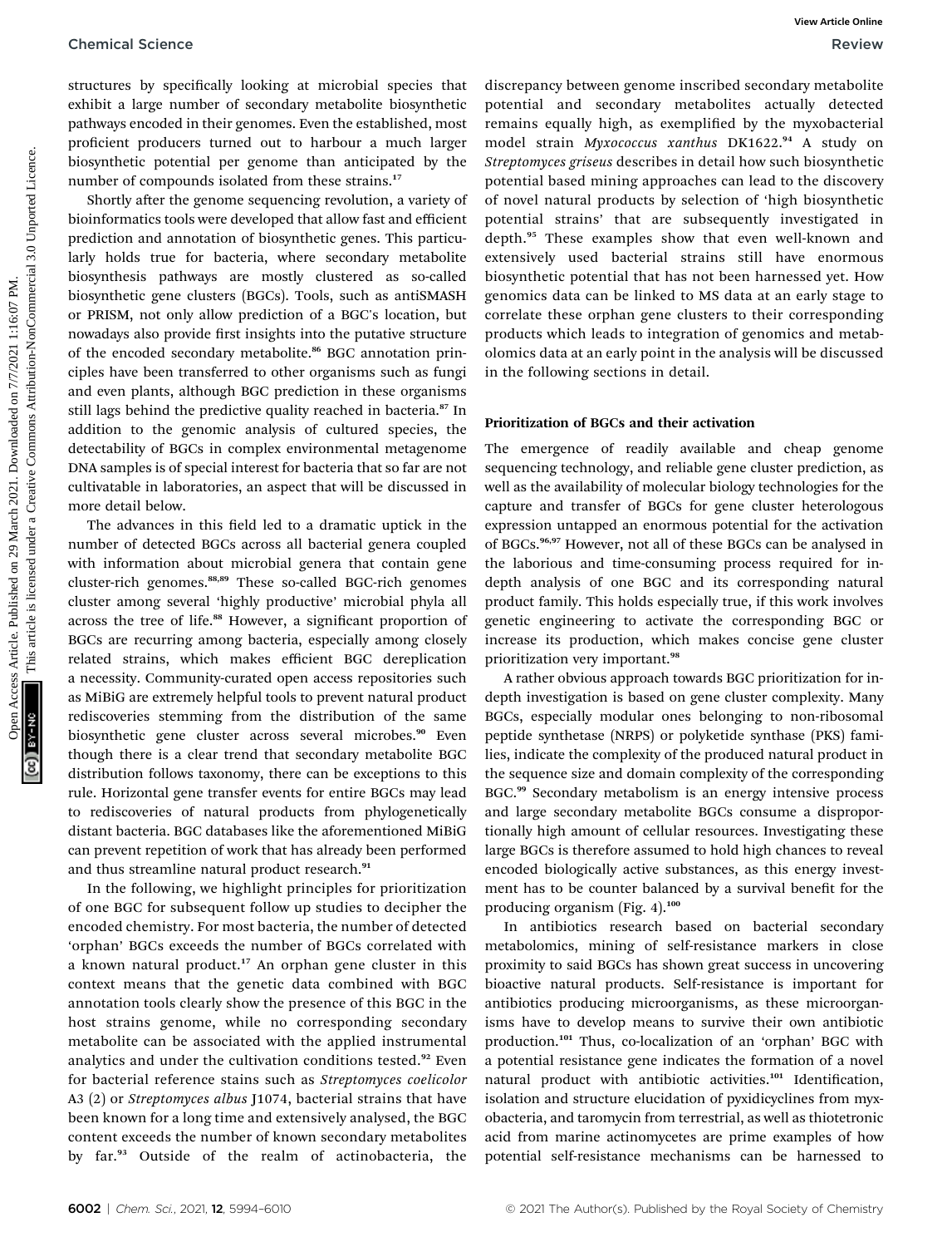structures by specifically looking at microbial species that exhibit a large number of secondary metabolite biosynthetic pathways encoded in their genomes. Even the established, most proficient producers turned out to harbour a much larger biosynthetic potential per genome than anticipated by the number of compounds isolated from these strains.[17]

Shortly after the genome sequencing revolution, a variety of bioinformatics tools were developed that allow fast and efficient prediction and annotation of biosynthetic genes. This particularly holds true for bacteria, where secondary metabolite biosynthesis pathways are mostly clustered as so-called biosynthetic gene clusters (BGCs). Tools, such as antiSMASH or PRISM, not only allow prediction of a BGC's location, but nowadays also provide first insights into the putative structure of the encoded secondary metabolite.[86] BGC annotation principles have been transferred to other organisms such as fungi and even plants, although BGC prediction in these organisms still lags behind the predictive quality reached in bacteria.[87] In addition to the genomic analysis of cultured species, the detectability of BGCs in complex environmental metagenome DNA samples is of special interest for bacteria that so far are not cultivatable in laboratories, an aspect that will be discussed in more detail below.

The advances in this field led to a dramatic uptick in the number of detected BGCs across all bacterial genera coupled with information about microbial genera that contain gene cluster-rich genomes.[88,89] These so-called BGC-rich genomes cluster among several 'highly productive' microbial phyla all across the tree of life.[88] However, a significant proportion of BGCs are recurring among bacteria, especially among closely related strains, which makes efficient BGC dereplication a necessity. Community-curated open access repositories such as MiBiG are extremely helpful tools to prevent natural product rediscoveries stemming from the distribution of the same biosynthetic gene cluster across several microbes.[90] Even though there is a clear trend that secondary metabolite BGC distribution follows taxonomy, there can be exceptions to this rule. Horizontal gene transfer events for entire BGCs may lead to rediscoveries of natural products from phylogenetically distant bacteria. BGC databases like the aforementioned MiBiG can prevent repetition of work that has already been performed and thus streamline natural product research.[91]

In the following, we highlight principles for prioritization of one BGC for subsequent follow up studies to decipher the encoded chemistry. For most bacteria, the number of detected 'orphan' BGCs exceeds the number of BGCs correlated with a known natural product.[17] An orphan gene cluster in this context means that the genetic data combined with BGC annotation tools clearly show the presence of this BGC in the host strains genome, while no corresponding secondary metabolite can be associated with the applied instrumental analytics and under the cultivation conditions tested.[92] Even for bacterial reference stains such as *Streptomyces coelicolor* A3 (2) or *Streptomyces albus* J1074, bacterial strains that have been known for a long time and extensively analysed, the BGC content exceeds the number of known secondary metabolites by far.[93] Outside of the realm of actinobacteria, the discrepancy between genome inscribed secondary metabolite potential and secondary metabolites actually detected remains equally high, as exemplified by the myxobacterial model strain *Myxococcus xanthus* DK1622.[94] A study on *Streptomyces griseus* describes in detail how such biosynthetic potential based mining approaches can lead to the discovery of novel natural products by selection of 'high biosynthetic potential strains' that are subsequently investigated in depth.[95] These examples show that even well-known and extensively used bacterial strains still have enormous biosynthetic potential that has not been harnessed yet. How genomics data can be linked to MS data at an early stage to correlate these orphan gene clusters to their corresponding products which leads to integration of genomics and metabolomics data at an early point in the analysis will be discussed in the following sections in detail.

## Prioritization of BGCs and their activation

The emergence of readily available and cheap genome sequencing technology, and reliable gene cluster prediction, as well as the availability of molecular biology technologies for the capture and transfer of BGCs for gene cluster heterologous expression untapped an enormous potential for the activation of BGCs.[96,97] However, not all of these BGCs can be analysed in the laborious and time-consuming process required for in-depth analysis of one BGC and its corresponding natural product family. This holds especially true, if this work involves genetic engineering to activate the corresponding BGC or increase its production, which makes concise gene cluster prioritization very important.[98]

A rather obvious approach towards BGC prioritization for in-depth investigation is based on gene cluster complexity. Many BGCs, especially modular ones belonging to non-ribosomal peptide synthetase (NRPS) or polyketide synthase (PKS) families, indicate the complexity of the produced natural product in the sequence size and domain complexity of the corresponding BGC.[99] Secondary metabolism is an energy intensive process and large secondary metabolite BGCs consume a disproportionally high amount of cellular resources. Investigating these large BGCs is therefore assumed to hold high chances to reveal encoded biologically active substances, as this energy investment has to be counter balanced by a survival benefit for the producing organism (Fig. 4).[100]

In antibiotics research based on bacterial secondary metabolomics, mining of self-resistance markers in close proximity to said BGCs has shown great success in uncovering bioactive natural products. Self-resistance is important for antibiotics producing microorganisms, as these microorganisms have to develop means to survive their own antibiotic production.[101] Thus, co-localization of an 'orphan' BGC with a potential resistance gene indicates the formation of a novel natural product with antibiotic activities.[101] Identification, isolation and structure elucidation of pyxidicyclines from myxobacteria, and taromycin from terrestrial, as well as thiotetronic acid from marine actinomycetes are prime examples of how potential self-resistance mechanisms can be harnessed to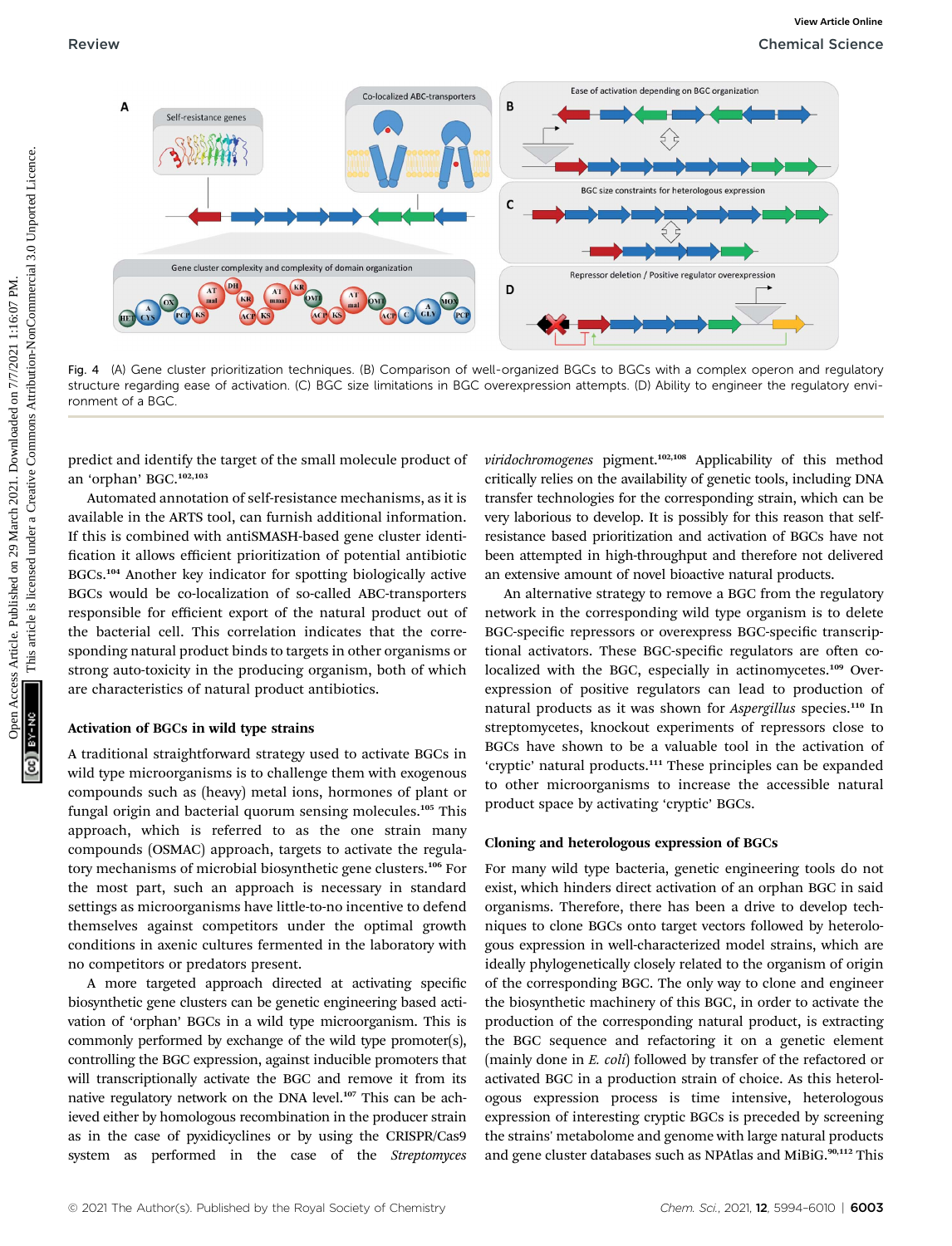Fig. 4 (A) Gene cluster prioritization techniques. (B) Comparison of well-organized BGCs to BGCs with a complex operon and regulatory structure regarding ease of activation. (C) BGC size limitations in BGC overexpression attempts. (D) Ability to engineer the regulatory environment of a BGC.

predict and identify the target of the small molecule product of an 'orphan' BGC.[102,103]

Automated annotation of self-resistance mechanisms, as it is available in the ARTS tool, can furnish additional information. If this is combined with antiSMASH-based gene cluster identification it allows efficient prioritization of potential antibiotic BGCs.[104] Another key indicator for spotting biologically active BGCs would be co-localization of so-called ABC-transporters responsible for efficient export of the natural product out of the bacterial cell. This correlation indicates that the corresponding natural product binds to targets in other organisms or strong auto-toxicity in the producing organism, both of which are characteristics of natural product antibiotics.

### Activation of BGCs in wild type strains

A traditional straightforward strategy used to activate BGCs in wild type microorganisms is to challenge them with exogenous compounds such as (heavy) metal ions, hormones of plant or fungal origin and bacterial quorum sensing molecules.[105] This approach, which is referred to as the one strain many compounds (OSMAC) approach, targets to activate the regulatory mechanisms of microbial biosynthetic gene clusters.[106] For the most part, such an approach is necessary in standard settings as microorganisms have little-to-no incentive to defend themselves against competitors under the optimal growth conditions in axenic cultures fermented in the laboratory with no competitors or predators present.

A more targeted approach directed at activating specific biosynthetic gene clusters can be genetic engineering based activation of 'orphan' BGCs in a wild type microorganism. This is commonly performed by exchange of the wild type promoter(s), controlling the BGC expression, against inducible promoters that will transcriptionally activate the BGC and remove it from its native regulatory network on the DNA level.[107] This can be achieved either by homologous recombination in the producer strain as in the case of pyxidicyclines or by using the CRISPR/Cas9 system as performed in the case of the *Streptomyces viridochromogenes* pigment.[102,108] Applicability of this method critically relies on the availability of genetic tools, including DNA transfer technologies for the corresponding strain, which can be very laborious to develop. It is possibly for this reason that self-resistance based prioritization and activation of BGCs have not been attempted in high-throughput and therefore not delivered an extensive amount of novel bioactive natural products.

An alternative strategy to remove a BGC from the regulatory network in the corresponding wild type organism is to delete BGC-specific repressors or overexpress BGC-specific transcriptional activators. These BGC-specific regulators are often co-localized with the BGC, especially in actinomycetes.[109] Overexpression of positive regulators can lead to production of natural products as it was shown for *Aspergillus* species.[110] In streptomycetes, knockout experiments of repressors close to BGCs have shown to be a valuable tool in the activation of 'cryptic' natural products.[111] These principles can be expanded to other microorganisms to increase the accessible natural product space by activating 'cryptic' BGCs.

### Cloning and heterologous expression of BGCs

For many wild type bacteria, genetic engineering tools do not exist, which hinders direct activation of an orphan BGC in said organisms. Therefore, there has been a drive to develop techniques to clone BGCs onto target vectors followed by heterologous expression in well-characterized model strains, which are ideally phylogenetically closely related to the organism of origin of the corresponding BGC. The only way to clone and engineer the biosynthetic machinery of this BGC, in order to activate the production of the corresponding natural product, is extracting the BGC sequence and refactoring it on a genetic element (mainly done in *E. coli*) followed by transfer of the refactored or activated BGC in a production strain of choice. As this heterologous expression process is time intensive, heterologous expression of interesting cryptic BGCs is preceded by screening the strains' metabolome and genome with large natural products and gene cluster databases such as NPAtlas and MiBiG.[90,112] This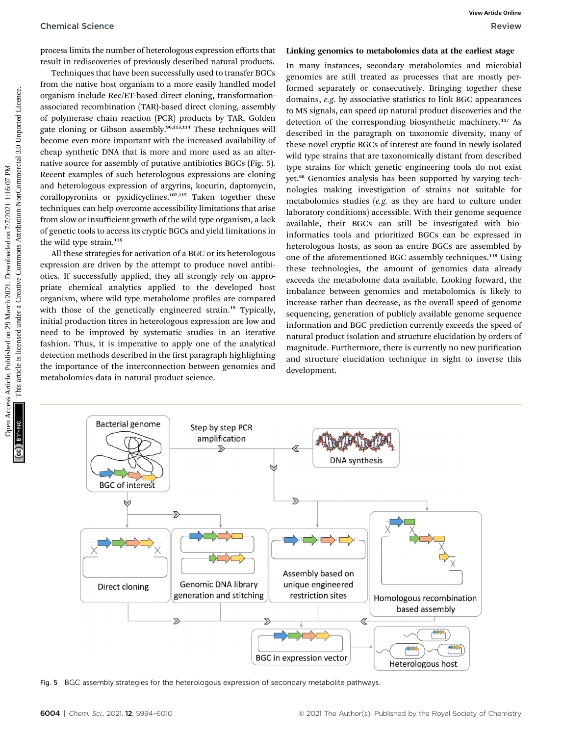process limits the number of heterologous expression efforts that result in rediscoveries of previously described natural products.

Techniques that have been successfully used to transfer BGCs from the native host organism to a more easily handled model organism include Rec/ET-based direct cloning, transformation-associated recombination (TAR)-based direct cloning, assembly of polymerase chain reaction (PCR) products by TAR, Golden gate cloning or Gibson assembly.[96,113,114] These techniques will become even more important with the increased availability of cheap synthetic DNA that is more and more used as an alternative source for assembly of putative antibiotics BGCs (Fig. 5). Recent examples of such heterologous expressions are cloning and heterologous expression of argyrins, kocurin, daptomycin, corallopyronins or pyxidicyclines.[102,115] Taken together these techniques can help overcome accessibility limitations that arise from slow or insufficient growth of the wild type organism, a lack of genetic tools to access its cryptic BGCs and yield limitations in the wild type strain.[116]

All these strategies for activation of a BGC or its heterologous expression are driven by the attempt to produce novel antibiotics. If successfully applied, they all strongly rely on appropriate chemical analytics applied to the developed host organism, where wild type metabolome profiles are compared with those of the genetically engineered strain.[19] Typically, initial production titres in heterologous expression are low and need to be improved by systematic studies in an iterative fashion. Thus, it is imperative to apply one of the analytical detection methods described in the first paragraph highlighting the importance of the interconnection between genomics and metabolomics data in natural product science.

### Linking genomics to metabolomics data at the earliest stage

In many instances, secondary metabolomics and microbial genomics are still treated as processes that are mostly performed separately or consecutively. Bringing together these domains, *e.g.* by associative statistics to link BGC appearances to MS signals, can speed up natural product discoveries and the detection of the corresponding biosynthetic machinery.[117] As described in the paragraph on taxonomic diversity, many of these novel cryptic BGCs of interest are found in newly isolated wild type strains that are taxonomically distant from described type strains for which genetic engineering tools do not exist yet.[88] Genomics analysis has been supported by varying technologies making investigation of strains not suitable for metabolomics studies (*e.g.* as they are hard to culture under laboratory conditions) accessible. With their genome sequence available, their BGCs can still be investigated with bioinformatics tools and prioritized BGCs can be expressed in heterologous hosts, as soon as entire BGCs are assembled by one of the aforementioned BGC assembly techniques.[118] Using these technologies, the amount of genomics data already exceeds the metabolome data available. Looking forward, the imbalance between genomics and metabolomics is likely to increase rather than decrease, as the overall speed of genome sequencing, generation of publicly available genome sequence information and BGC prediction currently exceeds the speed of natural product isolation and structure elucidation by orders of magnitude. Furthermore, there is currently no new purification and structure elucidation technique in sight to inverse this development.

Fig. 5 BGC assembly strategies for the heterologous expression of secondary metabolite pathways.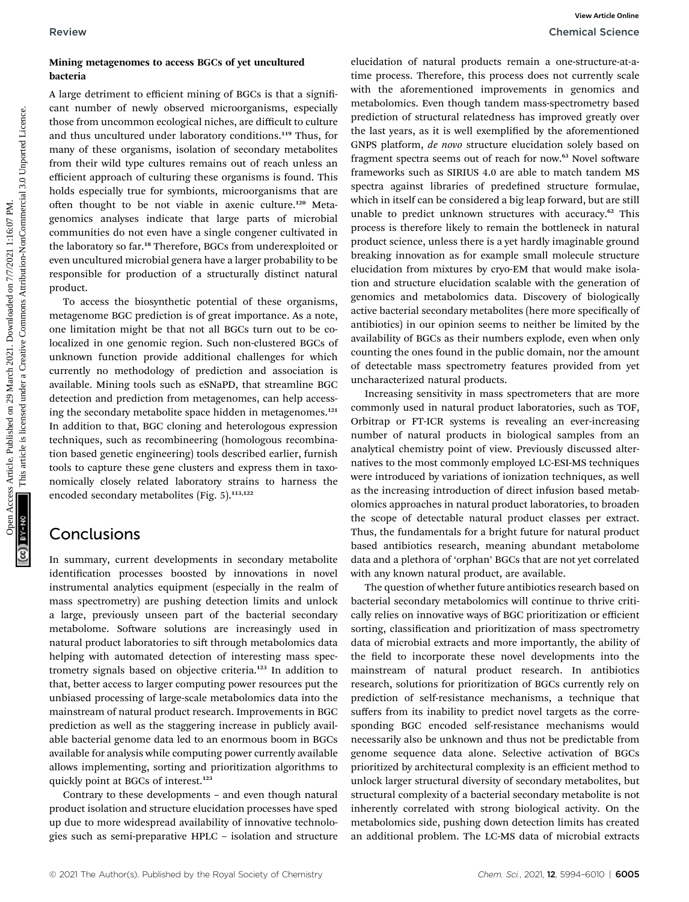### Mining metagenomes to access BGCs of yet uncultured bacteria

A large detriment to efficient mining of BGCs is that a significant number of newly observed microorganisms, especially those from uncommon ecological niches, are difficult to culture and thus uncultured under laboratory conditions.[119] Thus, for many of these organisms, isolation of secondary metabolites from their wild type cultures remains out of reach unless an efficient approach of culturing these organisms is found. This holds especially true for symbionts, microorganisms that are often thought to be not viable in axenic culture.[120] Metagenomics analyses indicate that large parts of microbial communities do not even have a single congener cultivated in the laboratory so far.[18] Therefore, BGCs from underexploited or even uncultured microbial genera have a larger probability to be responsible for production of a structurally distinct natural product.

To access the biosynthetic potential of these organisms, metagenome BGC prediction is of great importance. As a note, one limitation might be that not all BGCs turn out to be co-localized in one genomic region. Such non-clustered BGCs of unknown function provide additional challenges for which currently no methodology of prediction and association is available. Mining tools such as eSNaPD, that streamline BGC detection and prediction from metagenomes, can help accessing the secondary metabolite space hidden in metagenomes.[121] In addition to that, BGC cloning and heterologous expression techniques, such as recombineering (homologous recombination based genetic engineering) tools described earlier, furnish tools to capture these gene clusters and express them in taxonomically closely related laboratory strains to harness the encoded secondary metabolites (Fig. 5).[113,122]

## Conclusions

In summary, current developments in secondary metabolite identification processes boosted by innovations in novel instrumental analytics equipment (especially in the realm of mass spectrometry) are pushing detection limits and unlock a large, previously unseen part of the bacterial secondary metabolome. Software solutions are increasingly used in natural product laboratories to sift through metabolomics data helping with automated detection of interesting mass spectrometry signals based on objective criteria.[123] In addition to that, better access to larger computing power resources put the unbiased processing of large-scale metabolomics data into the mainstream of natural product research. Improvements in BGC prediction as well as the staggering increase in publicly available bacterial genome data led to an enormous boom in BGCs available for analysis while computing power currently available allows implementing, sorting and prioritization algorithms to quickly point at BGCs of interest.[123]

Contrary to these developments – and even though natural product isolation and structure elucidation processes have sped up due to more widespread availability of innovative technologies such as semi-preparative HPLC – isolation and structure elucidation of natural products remain a one-structure-at-a-time process. Therefore, this process does not currently scale with the aforementioned improvements in genomics and metabolomics. Even though tandem mass-spectrometry based prediction of structural relatedness has improved greatly over the last years, as it is well exemplified by the aforementioned GNPS platform, *de novo* structure elucidation solely based on fragment spectra seems out of reach for now.[63] Novel software frameworks such as SIRIUS 4.0 are able to match tandem MS spectra against libraries of predefined structure formulae, which in itself can be considered a big leap forward, but are still unable to predict unknown structures with accuracy.[62] This process is therefore likely to remain the bottleneck in natural product science, unless there is a yet hardly imaginable ground breaking innovation as for example small molecule structure elucidation from mixtures by cryo-EM that would make isolation and structure elucidation scalable with the generation of genomics and metabolomics data. Discovery of biologically active bacterial secondary metabolites (here more specifically of antibiotics) in our opinion seems to neither be limited by the availability of BGCs as their numbers explode, even when only counting the ones found in the public domain, nor the amount of detectable mass spectrometry features provided from yet uncharacterized natural products.

Increasing sensitivity in mass spectrometers that are more commonly used in natural product laboratories, such as TOF, Orbitrap or FT-ICR systems is revealing an ever-increasing number of natural products in biological samples from an analytical chemistry point of view. Previously discussed alternatives to the most commonly employed LC-ESI-MS techniques were introduced by variations of ionization techniques, as well as the increasing introduction of direct infusion based metabolomics approaches in natural product laboratories, to broaden the scope of detectable natural product classes per extract. Thus, the fundamentals for a bright future for natural product based antibiotics research, meaning abundant metabolome data and a plethora of 'orphan' BGCs that are not yet correlated with any known natural product, are available.

The question of whether future antibiotics research based on bacterial secondary metabolomics will continue to thrive critically relies on innovative ways of BGC prioritization or efficient sorting, classification and prioritization of mass spectrometry data of microbial extracts and more importantly, the ability of the field to incorporate these novel developments into the mainstream of natural product research. In antibiotics research, solutions for prioritization of BGCs currently rely on prediction of self-resistance mechanisms, a technique that suffers from its inability to predict novel targets as the corresponding BGC encoded self-resistance mechanisms would necessarily also be unknown and thus not be predictable from genome sequence data alone. Selective activation of BGCs prioritized by architectural complexity is an efficient method to unlock larger structural diversity of secondary metabolites, but structural complexity of a bacterial secondary metabolite is not inherently correlated with strong biological activity. On the metabolomics side, pushing down detection limits has created an additional problem. The LC-MS data of microbial extracts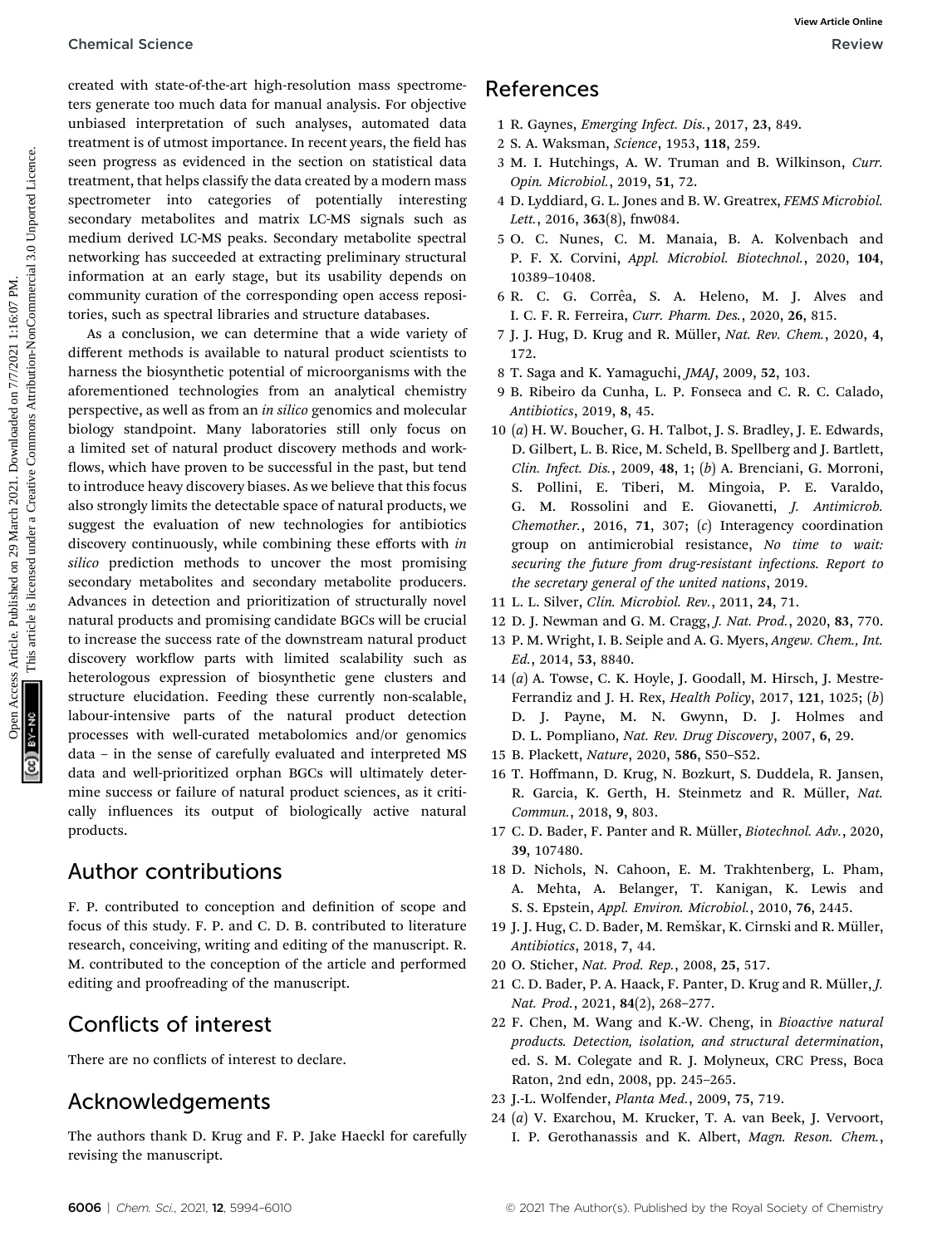created with state-of-the-art high-resolution mass spectrometers generate too much data for manual analysis. For objective unbiased interpretation of such analyses, automated data treatment is of utmost importance. In recent years, the field has seen progress as evidenced in the section on statistical data treatment, that helps classify the data created by a modern mass spectrometer into categories of potentially interesting secondary metabolites and matrix LC-MS signals such as medium derived LC-MS peaks. Secondary metabolite spectral networking has succeeded at extracting preliminary structural information at an early stage, but its usability depends on community curation of the corresponding open access repositories, such as spectral libraries and structure databases.

As a conclusion, we can determine that a wide variety of different methods is available to natural product scientists to harness the biosynthetic potential of microorganisms with the aforementioned technologies from an analytical chemistry perspective, as well as from an *in silico* genomics and molecular biology standpoint. Many laboratories still only focus on a limited set of natural product discovery methods and workflows, which have proven to be successful in the past, but tend to introduce heavy discovery biases. As we believe that this focus also strongly limits the detectable space of natural products, we suggest the evaluation of new technologies for antibiotics discovery continuously, while combining these efforts with *in silico* prediction methods to uncover the most promising secondary metabolites and secondary metabolite producers. Advances in detection and prioritization of structurally novel natural products and promising candidate BGCs will be crucial to increase the success rate of the downstream natural product discovery workflow parts with limited scalability such as heterologous expression of biosynthetic gene clusters and structure elucidation. Feeding these currently non-scalable, labour-intensive parts of the natural product detection processes with well-curated metabolomics and/or genomics data – in the sense of carefully evaluated and interpreted MS data and well-prioritized orphan BGCs will ultimately determine success or failure of natural product sciences, as it critically influences its output of biologically active natural products.

## Author contributions

F. P. contributed to conception and definition of scope and focus of this study. F. P. and C. D. B. contributed to literature research, conceiving, writing and editing of the manuscript. R. M. contributed to the conception of the article and performed editing and proofreading of the manuscript.

## Conflicts of interest

There are no conflicts of interest to declare.

## Acknowledgements

The authors thank D. Krug and F. P. Jake Haeckl for carefully revising the manuscript.

## References

1 R. Gaynes, *Emerging Infect. Dis.*, 2017, **23**, 849.

2 S. A. Waksman, *Science*, 1953, **118**, 259.

3 M. I. Hutchings, A. W. Truman and B. Wilkinson, *Curr. Opin. Microbiol.*, 2019, **51**, 72.

4 D. Lyddiard, G. L. Jones and B. W. Greatrex, *FEMS Microbiol. Lett.*, 2016, **363**(8), fnw084.

5 O. C. Nunes, C. M. Manaia, B. A. Kolvenbach and P. F. X. Corvini, *Appl. Microbiol. Biotechnol.*, 2020, **104**, 10389–10408.

6 R. C. G. Corrêa, S. A. Heleno, M. J. Alves and I. C. F. R. Ferreira, *Curr. Pharm. Des.*, 2020, **26**, 815.

7 J. J. Hug, D. Krug and R. Müller, *Nat. Rev. Chem.*, 2020, **4**, 172.

8 T. Saga and K. Yamaguchi, *JMAJ*, 2009, **52**, 103.

9 B. Ribeiro da Cunha, L. P. Fonseca and C. R. C. Calado, *Antibiotics*, 2019, **8**, 45.

10 (*a*) H. W. Boucher, G. H. Talbot, J. S. Bradley, J. E. Edwards, D. Gilbert, L. B. Rice, M. Scheld, B. Spellberg and J. Bartlett, *Clin. Infect. Dis.*, 2009, **48**, 1; (*b*) A. Brenciani, G. Morroni, S. Pollini, E. Tiberi, M. Mingoia, P. E. Varaldo, G. M. Rossolini and E. Giovanetti, *J. Antimicrob. Chemother.*, 2016, **71**, 307; (*c*) Interagency coordination group on antimicrobial resistance, *No time to wait: securing the future from drug-resistant infections. Report to the secretary general of the united nations*, 2019.

11 L. L. Silver, *Clin. Microbiol. Rev.*, 2011, **24**, 71.

12 D. J. Newman and G. M. Cragg, *J. Nat. Prod.*, 2020, **83**, 770.

13 P. M. Wright, I. B. Seiple and A. G. Myers, *Angew. Chem., Int. Ed.*, 2014, **53**, 8840.

14 (*a*) A. Towse, C. K. Hoyle, J. Goodall, M. Hirsch, J. Mestre-Ferrandiz and J. H. Rex, *Health Policy*, 2017, **121**, 1025; (*b*) D. J. Payne, M. N. Gwynn, D. J. Holmes and D. L. Pompliano, *Nat. Rev. Drug Discovery*, 2007, **6**, 29.

15 B. Plackett, *Nature*, 2020, **586**, S50–S52.

16 T. Hoffmann, D. Krug, N. Bozkurt, S. Duddela, R. Jansen, R. Garcia, K. Gerth, H. Steinmetz and R. Müller, *Nat. Commun.*, 2018, **9**, 803.

17 C. D. Bader, F. Panter and R. Müller, *Biotechnol. Adv.*, 2020, **39**, 107480.

18 D. Nichols, N. Cahoon, E. M. Trakhtenberg, L. Pham, A. Mehta, A. Belanger, T. Kanigan, K. Lewis and S. S. Epstein, *Appl. Environ. Microbiol.*, 2010, **76**, 2445.

19 J. J. Hug, C. D. Bader, M. Remškar, K. Cirnski and R. Müller, *Antibiotics*, 2018, **7**, 44.

20 O. Sticher, *Nat. Prod. Rep.*, 2008, **25**, 517.

21 C. D. Bader, P. A. Haack, F. Panter, D. Krug and R. Müller, *J. Nat. Prod.*, 2021, **84**(2), 268–277.

22 F. Chen, M. Wang and K.-W. Cheng, in *Bioactive natural products. Detection, isolation, and structural determination*, ed. S. M. Colegate and R. J. Molyneux, CRC Press, Boca Raton, 2nd edn, 2008, pp. 245–265.

23 J.-L. Wolfender, *Planta Med.*, 2009, **75**, 719.

24 (*a*) V. Exarchou, M. Krucker, T. A. van Beek, J. Vervoort, I. P. Gerothanassis and K. Albert, *Magn. Reson. Chem.*,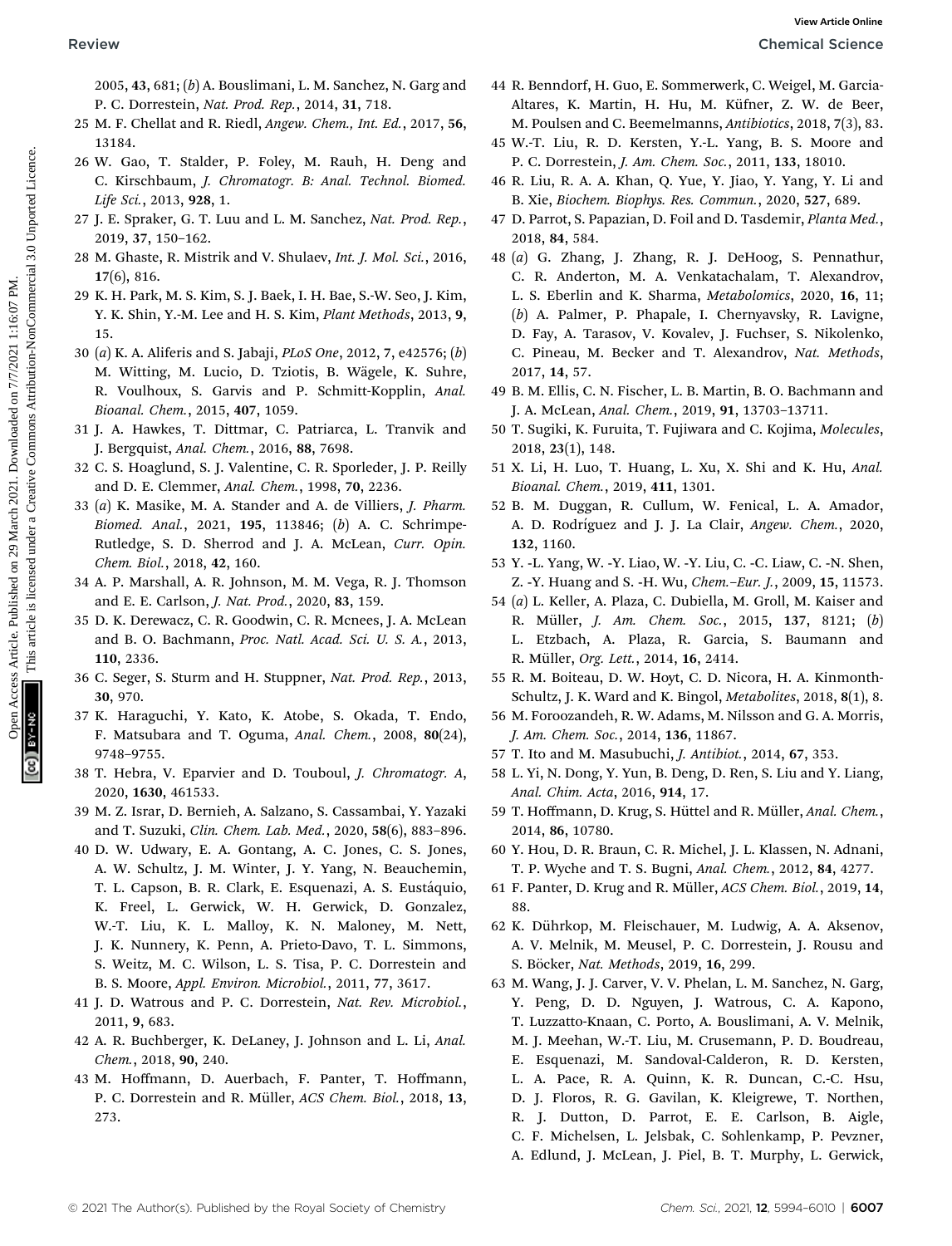2005, **43**, 681; (*b*) A. Bouslimani, L. M. Sanchez, N. Garg and P. C. Dorrestein, *Nat. Prod. Rep.*, 2014, **31**, 718.

25 M. F. Chellat and R. Riedl, *Angew. Chem., Int. Ed.*, 2017, **56**, 13184.

26 W. Gao, T. Stalder, P. Foley, M. Rauh, H. Deng and C. Kirschbaum, *J. Chromatogr. B: Anal. Technol. Biomed. Life Sci.*, 2013, **928**, 1.

27 J. E. Spraker, G. T. Luu and L. M. Sanchez, *Nat. Prod. Rep.*, 2019, **37**, 150–162.

28 M. Ghaste, R. Mistrik and V. Shulaev, *Int. J. Mol. Sci.*, 2016, **17**(6), 816.

29 K. H. Park, M. S. Kim, S. J. Baek, I. H. Bae, S.-W. Seo, J. Kim, Y. K. Shin, Y.-M. Lee and H. S. Kim, *Plant Methods*, 2013, **9**, 15.

30 (*a*) K. A. Aliferis and S. Jabaji, *PLoS One*, 2012, **7**, e42576; (*b*) M. Witting, M. Lucio, D. Tziotis, B. Wägele, K. Suhre, R. Voulhoux, S. Garvis and P. Schmitt-Kopplin, *Anal. Bioanal. Chem.*, 2015, **407**, 1059.

31 J. A. Hawkes, T. Dittmar, C. Patriarca, L. Tranvik and J. Bergquist, *Anal. Chem.*, 2016, **88**, 7698.

32 C. S. Hoaglund, S. J. Valentine, C. R. Sporleder, J. P. Reilly and D. E. Clemmer, *Anal. Chem.*, 1998, **70**, 2236.

33 (*a*) K. Masike, M. A. Stander and A. de Villiers, *J. Pharm. Biomed. Anal.*, 2021, **195**, 113846; (*b*) A. C. Schrimpe-Rutledge, S. D. Sherrod and J. A. McLean, *Curr. Opin. Chem. Biol.*, 2018, **42**, 160.

34 A. P. Marshall, A. R. Johnson, M. M. Vega, R. J. Thomson and E. E. Carlson, *J. Nat. Prod.*, 2020, **83**, 159.

35 D. K. Derewacz, C. R. Goodwin, C. R. Mcnees, J. A. McLean and B. O. Bachmann, *Proc. Natl. Acad. Sci. U. S. A.*, 2013, **110**, 2336.

36 C. Seger, S. Sturm and H. Stuppner, *Nat. Prod. Rep.*, 2013, **30**, 970.

37 K. Haraguchi, Y. Kato, K. Atobe, S. Okada, T. Endo, F. Matsubara and T. Oguma, *Anal. Chem.*, 2008, **80**(24), 9748–9755.

38 T. Hebra, V. Eparvier and D. Touboul, *J. Chromatogr. A*, 2020, **1630**, 461533.

39 M. Z. Israr, D. Bernieh, A. Salzano, S. Cassambai, Y. Yazaki and T. Suzuki, *Clin. Chem. Lab. Med.*, 2020, **58**(6), 883–896.

40 D. W. Udwary, E. A. Gontang, A. C. Jones, C. S. Jones, A. W. Schultz, J. M. Winter, J. Y. Yang, N. Beauchemin, T. L. Capson, B. R. Clark, E. Esquenazi, A. S. Eustáquio, K. Freel, L. Gerwick, W. H. Gerwick, D. Gonzalez, W.-T. Liu, K. L. Malloy, K. N. Maloney, M. Nett, J. K. Nunnery, K. Penn, A. Prieto-Davo, T. L. Simmons, S. Weitz, M. C. Wilson, L. S. Tisa, P. C. Dorrestein and B. S. Moore, *Appl. Environ. Microbiol.*, 2011, **77**, 3617.

41 J. D. Watrous and P. C. Dorrestein, *Nat. Rev. Microbiol.*, 2011, **9**, 683.

42 A. R. Buchberger, K. DeLaney, J. Johnson and L. Li, *Anal. Chem.*, 2018, **90**, 240.

43 M. Hoffmann, D. Auerbach, F. Panter, T. Hoffmann, P. C. Dorrestein and R. Müller, *ACS Chem. Biol.*, 2018, **13**, 273.

44 R. Benndorf, H. Guo, E. Sommerwerk, C. Weigel, M. Garcia-Altares, K. Martin, H. Hu, M. Küfner, Z. W. de Beer, M. Poulsen and C. Beemelmanns, *Antibiotics*, 2018, **7**(3), 83.

45 W.-T. Liu, R. D. Kersten, Y.-L. Yang, B. S. Moore and P. C. Dorrestein, *J. Am. Chem. Soc.*, 2011, **133**, 18010.

46 R. Liu, R. A. A. Khan, Q. Yue, Y. Jiao, Y. Yang, Y. Li and B. Xie, *Biochem. Biophys. Res. Commun.*, 2020, **527**, 689.

47 D. Parrot, S. Papazian, D. Foil and D. Tasdemir, *Planta Med.*, 2018, **84**, 584.

48 (*a*) G. Zhang, J. Zhang, R. J. DeHoog, S. Pennathur, C. R. Anderton, M. A. Venkatachalam, T. Alexandrov, L. S. Eberlin and K. Sharma, *Metabolomics*, 2020, **16**, 11; (*b*) A. Palmer, P. Phapale, I. Chernyavsky, R. Lavigne, D. Fay, A. Tarasov, V. Kovalev, J. Fuchser, S. Nikolenko, C. Pineau, M. Becker and T. Alexandrov, *Nat. Methods*, 2017, **14**, 57.

49 B. M. Ellis, C. N. Fischer, L. B. Martin, B. O. Bachmann and J. A. McLean, *Anal. Chem.*, 2019, **91**, 13703–13711.

50 T. Sugiki, K. Furuita, T. Fujiwara and C. Kojima, *Molecules*, 2018, **23**(1), 148.

51 X. Li, H. Luo, T. Huang, L. Xu, X. Shi and K. Hu, *Anal. Bioanal. Chem.*, 2019, **411**, 1301.

52 B. M. Duggan, R. Cullum, W. Fenical, L. A. Amador, A. D. Rodríguez and J. J. La Clair, *Angew. Chem.*, 2020, **132**, 1160.

53 Y. -L. Yang, W. -Y. Liao, W. -Y. Liu, C. -C. Liaw, C. -N. Shen, Z. -Y. Huang and S. -H. Wu, *Chem.–Eur. J.*, 2009, **15**, 11573.

54 (*a*) L. Keller, A. Plaza, C. Dubiella, M. Groll, M. Kaiser and R. Müller, *J. Am. Chem. Soc.*, 2015, **137**, 8121; (*b*) L. Etzbach, A. Plaza, R. Garcia, S. Baumann and R. Müller, *Org. Lett.*, 2014, **16**, 2414.

55 R. M. Boiteau, D. W. Hoyt, C. D. Nicora, H. A. Kinmonth-Schultz, J. K. Ward and K. Bingol, *Metabolites*, 2018, **8**(1), 8.

56 M. Foroozandeh, R. W. Adams, M. Nilsson and G. A. Morris, *J. Am. Chem. Soc.*, 2014, **136**, 11867.

57 T. Ito and M. Masubuchi, *J. Antibiot.*, 2014, **67**, 353.

58 L. Yi, N. Dong, Y. Yun, B. Deng, D. Ren, S. Liu and Y. Liang, *Anal. Chim. Acta*, 2016, **914**, 17.

59 T. Hoffmann, D. Krug, S. Hüttel and R. Müller, *Anal. Chem.*, 2014, **86**, 10780.

60 Y. Hou, D. R. Braun, C. R. Michel, J. L. Klassen, N. Adnani, T. P. Wyche and T. S. Bugni, *Anal. Chem.*, 2012, **84**, 4277.

61 F. Panter, D. Krug and R. Müller, *ACS Chem. Biol.*, 2019, **14**, 88.

62 K. Dührkop, M. Fleischauer, M. Ludwig, A. A. Aksenov, A. V. Melnik, M. Meusel, P. C. Dorrestein, J. Rousu and S. Böcker, *Nat. Methods*, 2019, **16**, 299.

63 M. Wang, J. J. Carver, V. V. Phelan, L. M. Sanchez, N. Garg, Y. Peng, D. D. Nguyen, J. Watrous, C. A. Kapono, T. Luzzatto-Knaan, C. Porto, A. Bouslimani, A. V. Melnik, M. J. Meehan, W.-T. Liu, M. Crusemann, P. D. Boudreau, E. Esquenazi, M. Sandoval-Calderon, R. D. Kersten, L. A. Pace, R. A. Quinn, K. R. Duncan, C.-C. Hsu, D. J. Floros, R. G. Gavilan, K. Kleigrewe, T. Northen, R. J. Dutton, D. Parrot, E. E. Carlson, B. Aigle, C. F. Michelsen, L. Jelsbak, C. Sohlenkamp, P. Pevzner, A. Edlund, J. McLean, J. Piel, B. T. Murphy, L. Gerwick,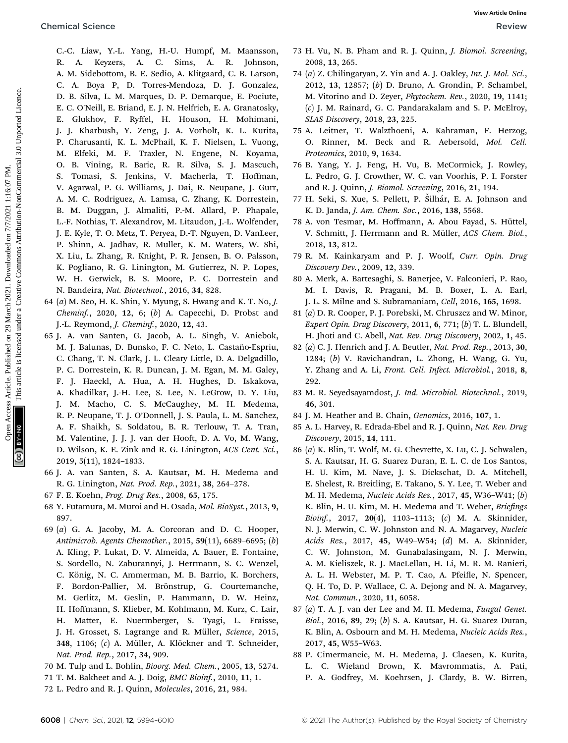C.-C. Liaw, Y.-L. Yang, H.-U. Humpf, M. Maansson, R. A. Keyzers, A. C. Sims, A. R. Johnson, A. M. Sidebottom, B. E. Sedio, A. Klitgaard, C. B. Larson, C. A. Boya P, D. Torres-Mendoza, D. J. Gonzalez, D. B. Silva, L. M. Marques, D. P. Demarque, E. Pociute, E. C. O'Neill, E. Briand, E. J. N. Helfrich, E. A. Granatosky, E. Glukhov, F. Ryffel, H. Houson, H. Mohimani, J. J. Kharbush, Y. Zeng, J. A. Vorholt, K. L. Kurita, P. Charusanti, K. L. McPhail, K. F. Nielsen, L. Vuong, M. Elfeki, M. F. Traxler, N. Engene, N. Koyama, O. B. Vining, R. Baric, R. R. Silva, S. J. Mascuch, S. Tomasi, S. Jenkins, V. Macherla, T. Hoffman, V. Agarwal, P. G. Williams, J. Dai, R. Neupane, J. Gurr, A. M. C. Rodriguez, A. Lamsa, C. Zhang, K. Dorrestein, B. M. Duggan, J. Almaliti, P.-M. Allard, P. Phapale, L.-F. Nothias, T. Alexandrov, M. Litaudon, J.-L. Wolfender, J. E. Kyle, T. O. Metz, T. Peryea, D.-T. Nguyen, D. VanLeer, P. Shinn, A. Jadhav, R. Muller, K. M. Waters, W. Shi, X. Liu, L. Zhang, R. Knight, P. R. Jensen, B. O. Palsson, K. Pogliano, R. G. Linington, M. Gutierrez, N. P. Lopes, W. H. Gerwick, B. S. Moore, P. C. Dorrestein and N. Bandeira, *Nat. Biotechnol.*, 2016, **34**, 828.

64 (*a*) M. Seo, H. K. Shin, Y. Myung, S. Hwang and K. T. No, *J. Cheminf.*, 2020, **12**, 6; (*b*) A. Capecchi, D. Probst and J.-L. Reymond, *J. Cheminf.*, 2020, **12**, 43.

65 J. A. van Santen, G. Jacob, A. L. Singh, V. Aniebok, M. J. Balunas, D. Bunsko, F. C. Neto, L. Castaño-Espriu, C. Chang, T. N. Clark, J. L. Cleary Little, D. A. Delgadillo, P. C. Dorrestein, K. R. Duncan, J. M. Egan, M. M. Galey, F. J. Haeckl, A. Hua, A. H. Hughes, D. Iskakova, A. Khadilkar, J.-H. Lee, S. Lee, N. LeGrow, D. Y. Liu, J. M. Macho, C. S. McCaughey, M. H. Medema, R. P. Neupane, T. J. O'Donnell, J. S. Paula, L. M. Sanchez, A. F. Shaikh, S. Soldatou, B. R. Terlouw, T. A. Tran, M. Valentine, J. J. J. van der Hooft, D. A. Vo, M. Wang, D. Wilson, K. E. Zink and R. G. Linington, *ACS Cent. Sci.*, 2019, **5**(11), 1824–1833.

66 J. A. van Santen, S. A. Kautsar, M. H. Medema and R. G. Linington, *Nat. Prod. Rep.*, 2021, **38**, 264–278.

67 F. E. Koehn, *Prog. Drug Res.*, 2008, **65**, 175.

68 Y. Futamura, M. Muroi and H. Osada, *Mol. BioSyst.*, 2013, **9**, 897.

69 (*a*) G. A. Jacoby, M. A. Corcoran and D. C. Hooper, *Antimicrob. Agents Chemother.*, 2015, **59**(11), 6689–6695; (*b*) A. Kling, P. Lukat, D. V. Almeida, A. Bauer, E. Fontaine, S. Sordello, N. Zaburannyi, J. Herrmann, S. C. Wenzel, C. König, N. C. Ammerman, M. B. Barrio, K. Borchers, F. Bordon-Pallier, M. Brönstrup, G. Courtemanche, M. Gerlitz, M. Geslin, P. Hammann, D. W. Heinz, H. Hoffmann, S. Klieber, M. Kohlmann, M. Kurz, C. Lair, H. Matter, E. Nuermberger, S. Tyagi, L. Fraisse, J. H. Grosset, S. Lagrange and R. Müller, *Science*, 2015, **348**, 1106; (*c*) A. Müller, A. Klöckner and T. Schneider, *Nat. Prod. Rep.*, 2017, **34**, 909.

70 M. Tulp and L. Bohlin, *Bioorg. Med. Chem.*, 2005, **13**, 5274.

71 T. M. Bakheet and A. J. Doig, *BMC Bioinf.*, 2010, **11**, 1.

72 L. Pedro and R. J. Quinn, *Molecules*, 2016, **21**, 984.

73 H. Vu, N. B. Pham and R. J. Quinn, *J. Biomol. Screening*, 2008, **13**, 265.

74 (*a*) Z. Chilingaryan, Z. Yin and A. J. Oakley, *Int. J. Mol. Sci.*, 2012, **13**, 12857; (*b*) D. Bruno, A. Grondin, P. Schambel, M. Vitorino and D. Zeyer, *Phytochem. Rev.*, 2020, **19**, 1141; (*c*) J. M. Rainard, G. C. Pandarakalam and S. P. McElroy, *SLAS Discovery*, 2018, **23**, 225.

75 A. Leitner, T. Walzthoeni, A. Kahraman, F. Herzog, O. Rinner, M. Beck and R. Aebersold, *Mol. Cell. Proteomics*, 2010, **9**, 1634.

76 B. Yang, Y. J. Feng, H. Vu, B. McCormick, J. Rowley, L. Pedro, G. J. Crowther, W. C. van Voorhis, P. I. Forster and R. J. Quinn, *J. Biomol. Screening*, 2016, **21**, 194.

77 H. Seki, S. Xue, S. Pellett, P. Šilhár, E. A. Johnson and K. D. Janda, *J. Am. Chem. Soc.*, 2016, **138**, 5568.

78 A. von Tesmar, M. Hoffmann, A. Abou Fayad, S. Hüttel, V. Schmitt, J. Herrmann and R. Müller, *ACS Chem. Biol.*, 2018, **13**, 812.

79 R. M. Kainkaryam and P. J. Woolf, *Curr. Opin. Drug Discovery Dev.*, 2009, **12**, 339.

80 A. Merk, A. Bartesaghi, S. Banerjee, V. Falconieri, P. Rao, M. I. Davis, R. Pragani, M. B. Boxer, L. A. Earl, J. L. S. Milne and S. Subramaniam, *Cell*, 2016, **165**, 1698.

81 (*a*) D. R. Cooper, P. J. Porebski, M. Chruszcz and W. Minor, *Expert Opin. Drug Discovery*, 2011, **6**, 771; (*b*) T. L. Blundell, H. Jhoti and C. Abell, *Nat. Rev. Drug Discovery*, 2002, **1**, 45.

82 (*a*) C. J. Henrich and J. A. Beutler, *Nat. Prod. Rep.*, 2013, **30**, 1284; (*b*) V. Ravichandran, L. Zhong, H. Wang, G. Yu, Y. Zhang and A. Li, *Front. Cell. Infect. Microbiol.*, 2018, **8**, 292.

83 M. R. Seyedsayamdost, *J. Ind. Microbiol. Biotechnol.*, 2019, **46**, 301.

84 J. M. Heather and B. Chain, *Genomics*, 2016, **107**, 1.

85 A. L. Harvey, R. Edrada-Ebel and R. J. Quinn, *Nat. Rev. Drug Discovery*, 2015, **14**, 111.

86 (*a*) K. Blin, T. Wolf, M. G. Chevrette, X. Lu, C. J. Schwalen, S. A. Kautsar, H. G. Suarez Duran, E. L. C. de Los Santos, H. U. Kim, M. Nave, J. S. Dickschat, D. A. Mitchell, E. Shelest, R. Breitling, E. Takano, S. Y. Lee, T. Weber and M. H. Medema, *Nucleic Acids Res.*, 2017, **45**, W36–W41; (*b*) K. Blin, H. U. Kim, M. H. Medema and T. Weber, *Briefings Bioinf.*, 2017, **20**(4), 1103–1113; (*c*) M. A. Skinnider, N. J. Merwin, C. W. Johnston and N. A. Magarvey, *Nucleic Acids Res.*, 2017, **45**, W49–W54; (*d*) M. A. Skinnider, C. W. Johnston, M. Gunabalasingam, N. J. Merwin, A. M. Kieliszek, R. J. MacLellan, H. Li, M. R. M. Ranieri, A. L. H. Webster, M. P. T. Cao, A. Pfeifle, N. Spencer, Q. H. To, D. P. Wallace, C. A. Dejong and N. A. Magarvey, *Nat. Commun.*, 2020, **11**, 6058.

87 (*a*) T. A. J. van der Lee and M. H. Medema, *Fungal Genet. Biol.*, 2016, **89**, 29; (*b*) S. A. Kautsar, H. G. Suarez Duran, K. Blin, A. Osbourn and M. H. Medema, *Nucleic Acids Res.*, 2017, **45**, W55–W63.

88 P. Cimermancic, M. H. Medema, J. Claesen, K. Kurita, L. C. Wieland Brown, K. Mavrommatis, A. Pati, P. A. Godfrey, M. Koehrsen, J. Clardy, B. W. Birren,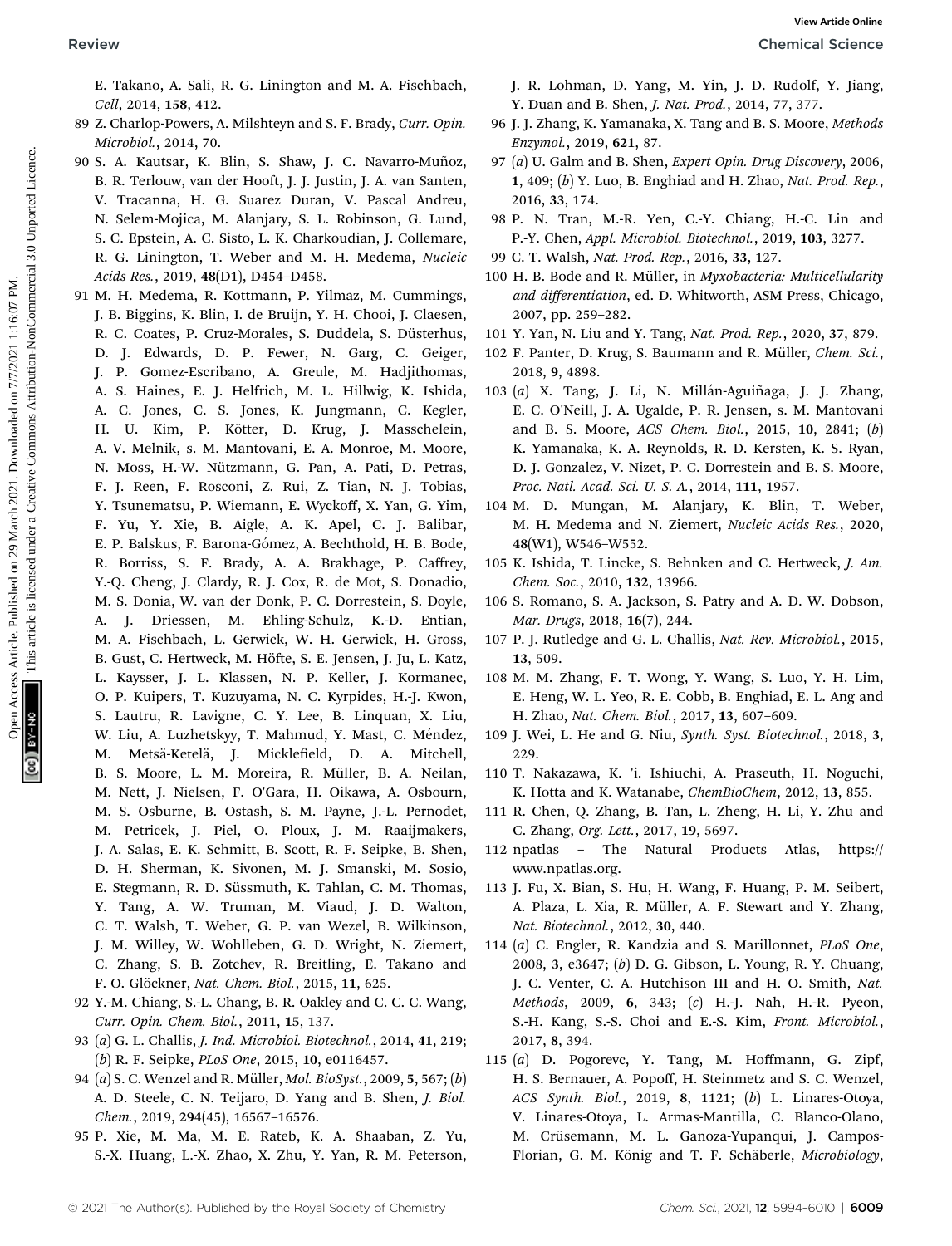E. Takano, A. Sali, R. G. Linington and M. A. Fischbach, *Cell*, 2014, **158**, 412.

89 Z. Charlop-Powers, A. Milshteyn and S. F. Brady, *Curr. Opin. Microbiol.*, 2014, 70.

90 S. A. Kautsar, K. Blin, S. Shaw, J. C. Navarro-Muñoz, B. R. Terlouw, van der Hooft, J. J. Justin, J. A. van Santen, V. Tracanna, H. G. Suarez Duran, V. Pascal Andreu, N. Selem-Mojica, M. Alanjary, S. L. Robinson, G. Lund, S. C. Epstein, A. C. Sisto, L. K. Charkoudian, J. Collemare, R. G. Linington, T. Weber and M. H. Medema, *Nucleic Acids Res.*, 2019, **48**(D1), D454–D458.

91 M. H. Medema, R. Kottmann, P. Yilmaz, M. Cummings, J. B. Biggins, K. Blin, I. de Bruijn, Y. H. Chooi, J. Claesen, R. C. Coates, P. Cruz-Morales, S. Duddela, S. Düsterhus, D. J. Edwards, D. P. Fewer, N. Garg, C. Geiger, J. P. Gomez-Escribano, A. Greule, M. Hadjithomas, A. S. Haines, E. J. Helfrich, M. L. Hillwig, K. Ishida, A. C. Jones, C. S. Jones, K. Jungmann, C. Kegler, H. U. Kim, P. Kötter, D. Krug, J. Masschelein, A. V. Melnik, s. M. Mantovani, E. A. Monroe, M. Moore, N. Moss, H.-W. Nützmann, G. Pan, A. Pati, D. Petras, F. J. Reen, F. Rosconi, Z. Rui, Z. Tian, N. J. Tobias, Y. Tsunematsu, P. Wiemann, E. Wyckoff, X. Yan, G. Yim, F. Yu, Y. Xie, B. Aigle, A. K. Apel, C. J. Balibar, E. P. Balskus, F. Barona-Gómez, A. Bechthold, H. B. Bode, R. Borriss, S. F. Brady, A. A. Brakhage, P. Caffrey, Y.-Q. Cheng, J. Clardy, R. J. Cox, R. de Mot, S. Donadio, M. S. Donia, W. van der Donk, P. C. Dorrestein, S. Doyle, A. J. Driessen, M. Ehling-Schulz, K.-D. Entian, M. A. Fischbach, L. Gerwick, W. H. Gerwick, H. Gross, B. Gust, C. Hertweck, M. Höfte, S. E. Jensen, J. Ju, L. Katz, L. Kaysser, J. L. Klassen, N. P. Keller, J. Kormanec, O. P. Kuipers, T. Kuzuyama, N. C. Kyrpides, H.-J. Kwon, S. Lautru, R. Lavigne, C. Y. Lee, B. Linquan, X. Liu, W. Liu, A. Luzhetskyy, T. Mahmud, Y. Mast, C. Méndez, M. Metsä-Ketelä, J. Micklefield, D. A. Mitchell, B. S. Moore, L. M. Moreira, R. Müller, B. A. Neilan, M. Nett, J. Nielsen, F. O'Gara, H. Oikawa, A. Osbourn, M. S. Osburne, B. Ostash, S. M. Payne, J.-L. Pernodet, M. Petricek, J. Piel, O. Ploux, J. M. Raaijmakers, J. A. Salas, E. K. Schmitt, B. Scott, R. F. Seipke, B. Shen, D. H. Sherman, K. Sivonen, M. J. Smanski, M. Sosio, E. Stegmann, R. D. Süssmuth, K. Tahlan, C. M. Thomas, Y. Tang, A. W. Truman, M. Viaud, J. D. Walton, C. T. Walsh, T. Weber, G. P. van Wezel, B. Wilkinson, J. M. Willey, W. Wohlleben, G. D. Wright, N. Ziemert, C. Zhang, S. B. Zotchev, R. Breitling, E. Takano and F. O. Glöckner, *Nat. Chem. Biol.*, 2015, **11**, 625.

92 Y.-M. Chiang, S.-L. Chang, B. R. Oakley and C. C. C. Wang, *Curr. Opin. Chem. Biol.*, 2011, **15**, 137.

93 (*a*) G. L. Challis, *J. Ind. Microbiol. Biotechnol.*, 2014, **41**, 219; (*b*) R. F. Seipke, *PLoS One*, 2015, **10**, e0116457.

94 (*a*) S. C. Wenzel and R. Müller, *Mol. BioSyst.*, 2009, **5**, 567; (*b*) A. D. Steele, C. N. Teijaro, D. Yang and B. Shen, *J. Biol. Chem.*, 2019, **294**(45), 16567–16576.

95 P. Xie, M. Ma, M. E. Rateb, K. A. Shaaban, Z. Yu, S.-X. Huang, L.-X. Zhao, X. Zhu, Y. Yan, R. M. Peterson, J. R. Lohman, D. Yang, M. Yin, J. D. Rudolf, Y. Jiang, Y. Duan and B. Shen, *J. Nat. Prod.*, 2014, **77**, 377.

96 J. J. Zhang, K. Yamanaka, X. Tang and B. S. Moore, *Methods Enzymol.*, 2019, **621**, 87.

97 (*a*) U. Galm and B. Shen, *Expert Opin. Drug Discovery*, 2006, **1**, 409; (*b*) Y. Luo, B. Enghiad and H. Zhao, *Nat. Prod. Rep.*, 2016, **33**, 174.

98 P. N. Tran, M.-R. Yen, C.-Y. Chiang, H.-C. Lin and P.-Y. Chen, *Appl. Microbiol. Biotechnol.*, 2019, **103**, 3277.

99 C. T. Walsh, *Nat. Prod. Rep.*, 2016, **33**, 127.

100 H. B. Bode and R. Müller, in *Myxobacteria: Multicellularity and differentiation*, ed. D. Whitworth, ASM Press, Chicago, 2007, pp. 259–282.

101 Y. Yan, N. Liu and Y. Tang, *Nat. Prod. Rep.*, 2020, **37**, 879.

102 F. Panter, D. Krug, S. Baumann and R. Müller, *Chem. Sci.*, 2018, **9**, 4898.

103 (*a*) X. Tang, J. Li, N. Millán-Aguiñaga, J. J. Zhang, E. C. O'Neill, J. A. Ugalde, P. R. Jensen, s. M. Mantovani and B. S. Moore, *ACS Chem. Biol.*, 2015, **10**, 2841; (*b*) K. Yamanaka, K. A. Reynolds, R. D. Kersten, K. S. Ryan, D. J. Gonzalez, V. Nizet, P. C. Dorrestein and B. S. Moore, *Proc. Natl. Acad. Sci. U. S. A.*, 2014, **111**, 1957.

104 M. D. Mungan, M. Alanjary, K. Blin, T. Weber, M. H. Medema and N. Ziemert, *Nucleic Acids Res.*, 2020, **48**(W1), W546–W552.

105 K. Ishida, T. Lincke, S. Behnken and C. Hertweck, *J. Am. Chem. Soc.*, 2010, **132**, 13966.

106 S. Romano, S. A. Jackson, S. Patry and A. D. W. Dobson, *Mar. Drugs*, 2018, **16**(7), 244.

107 P. J. Rutledge and G. L. Challis, *Nat. Rev. Microbiol.*, 2015, **13**, 509.

108 M. M. Zhang, F. T. Wong, Y. Wang, S. Luo, Y. H. Lim, E. Heng, W. L. Yeo, R. E. Cobb, B. Enghiad, E. L. Ang and H. Zhao, *Nat. Chem. Biol.*, 2017, **13**, 607–609.

109 J. Wei, L. He and G. Niu, *Synth. Syst. Biotechnol.*, 2018, **3**, 229.

110 T. Nakazawa, K. 'i. Ishiuchi, A. Praseuth, H. Noguchi, K. Hotta and K. Watanabe, *ChemBioChem*, 2012, **13**, 855.

111 R. Chen, Q. Zhang, B. Tan, L. Zheng, H. Li, Y. Zhu and C. Zhang, *Org. Lett.*, 2017, **19**, 5697.

112 npatlas – The Natural Products Atlas, https://www.npatlas.org.

113 J. Fu, X. Bian, S. Hu, H. Wang, F. Huang, P. M. Seibert, A. Plaza, L. Xia, R. Müller, A. F. Stewart and Y. Zhang, *Nat. Biotechnol.*, 2012, **30**, 440.

114 (*a*) C. Engler, R. Kandzia and S. Marillonnet, *PLoS One*, 2008, **3**, e3647; (*b*) D. G. Gibson, L. Young, R. Y. Chuang, J. C. Venter, C. A. Hutchison III and H. O. Smith, *Nat. Methods*, 2009, **6**, 343; (*c*) H.-J. Nah, H.-R. Pyeon, S.-H. Kang, S.-S. Choi and E.-S. Kim, *Front. Microbiol.*, 2017, **8**, 394.

115 (*a*) D. Pogorevc, Y. Tang, M. Hoffmann, G. Zipf, H. S. Bernauer, A. Popoff, H. Steinmetz and S. C. Wenzel, *ACS Synth. Biol.*, 2019, **8**, 1121; (*b*) L. Linares-Otoya, V. Linares-Otoya, L. Armas-Mantilla, C. Blanco-Olano, M. Crüsemann, M. L. Ganoza-Yupanqui, J. Campos-Florian, G. M. König and T. F. Schäberle, *Microbiology*,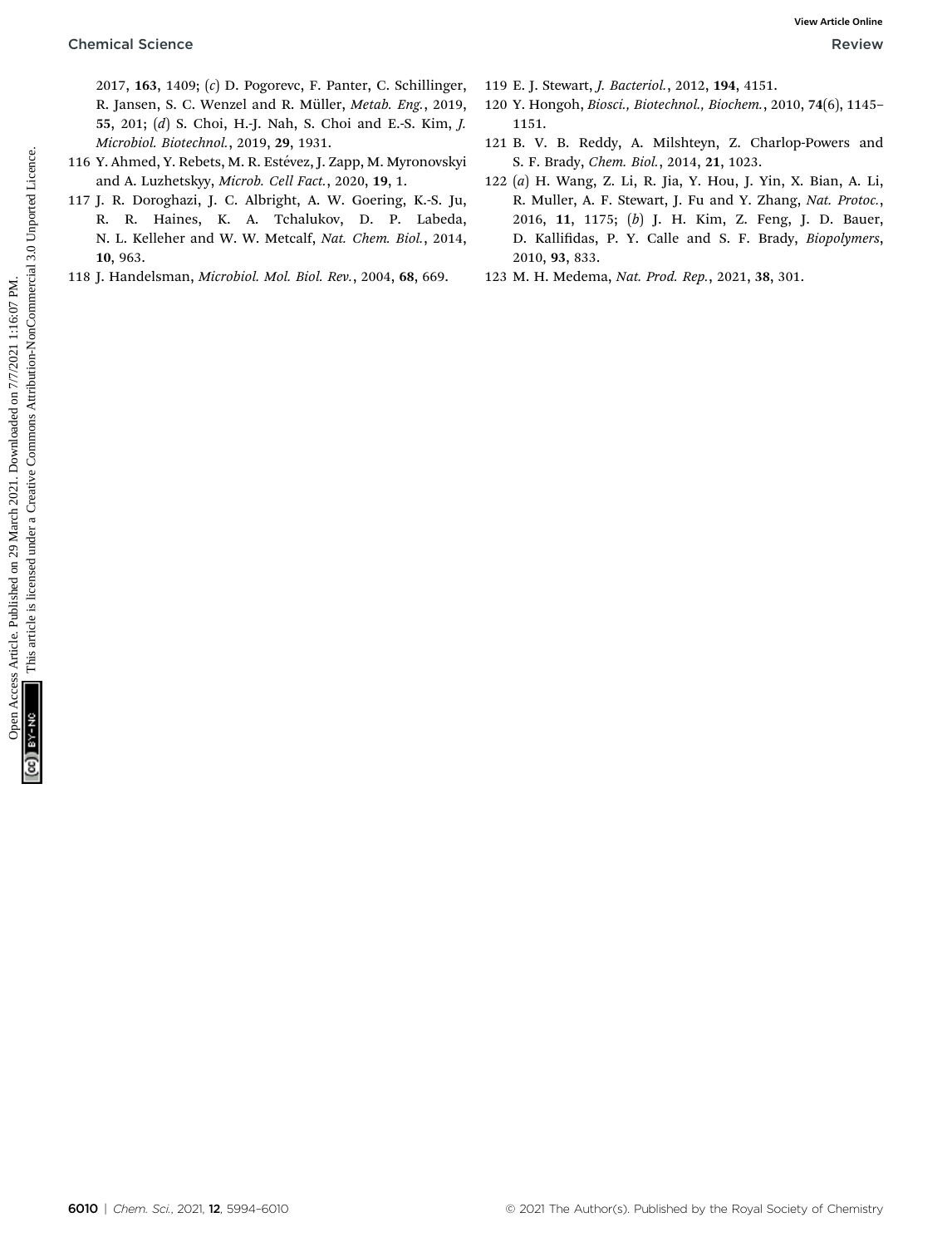2017, **163**, 1409; (*c*) D. Pogorevc, F. Panter, C. Schillinger, R. Jansen, S. C. Wenzel and R. Müller, *Metab. Eng.*, 2019, **55**, 201; (*d*) S. Choi, H.-J. Nah, S. Choi and E.-S. Kim, *J. Microbiol. Biotechnol.*, 2019, **29**, 1931.

116 Y. Ahmed, Y. Rebets, M. R. Estévez, J. Zapp, M. Myronovskyi and A. Luzhetskyy, *Microb. Cell Fact.*, 2020, **19**, 1.

117 J. R. Doroghazi, J. C. Albright, A. W. Goering, K.-S. Ju, R. R. Haines, K. A. Tchalukov, D. P. Labeda, N. L. Kelleher and W. W. Metcalf, *Nat. Chem. Biol.*, 2014, **10**, 963.

118 J. Handelsman, *Microbiol. Mol. Biol. Rev.*, 2004, **68**, 669.

119 E. J. Stewart, *J. Bacteriol.*, 2012, **194**, 4151.

120 Y. Hongoh, *Biosci., Biotechnol., Biochem.*, 2010, **74**(6), 1145–1151.

121 B. V. B. Reddy, A. Milshteyn, Z. Charlop-Powers and S. F. Brady, *Chem. Biol.*, 2014, **21**, 1023.

122 (*a*) H. Wang, Z. Li, R. Jia, Y. Hou, J. Yin, X. Bian, A. Li, R. Muller, A. F. Stewart, J. Fu and Y. Zhang, *Nat. Protoc.*, 2016, **11**, 1175; (*b*) J. H. Kim, Z. Feng, J. D. Bauer, D. Kallifidas, P. Y. Calle and S. F. Brady, *Biopolymers*, 2010, **93**, 833.

123 M. H. Medema, *Nat. Prod. Rep.*, 2021, **38**, 301.